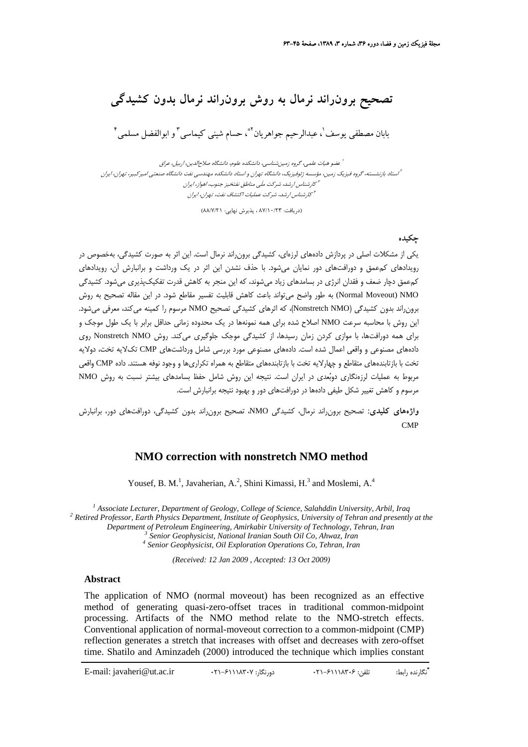# تصحیح برون‌راند نرمال به روش برون‌راند نرمال بدون کشیدگی

بابان مصطفی یوسف[1]، عبدالرحیم جواهریان[2*]، حسام شینی کیماسی[3] و ابوالفضل مسلمی[4]

[1] عضو هیات علمی، گروه زمین‌شناسی، دانشکده علوم، دانشگاه صلاح‌الدین، اربیل، عراق

[2] استاد بازنشسته، گروه فیزیک زمین، مؤسسه ژئوفیزیک، دانشگاه تهران و استاد دانشکده مهندسی نفت دانشگاه صنعتی امیرکبیر، تهران، ایران

[3] کارشناس ارشد، شرکت ملی مناطق نفتخیز جنوب، اهواز، ایران

[4] کارشناس ارشد، شرکت عملیات اکتشاف نفت، تهران، ایران

(دریافت: ۸۷/۱۰/۲۳ ، پذیرش نهایی: ۸۸/۷/۲۱)

## چکیده

یکی از مشکلات اصلی در پردازش داده‌های لرزه‌ای، کشیدگی برون‌راند نرمال است. این اثر به صورت کشیدگی، به‌خصوص در رویدادهای کم‌عمق و دورافت‌های دور نمایان می‌شود. با حذف نشدن این اثر در یک برداشت و برانبارش آن، رویدادهای کم‌عمق دچار ضعف و فقدان انرژی در بسامدهای زیاد می‌شوند، که این منجر به کاهش قدرت تفکیک‌پذیری می‌شود. کشیدگی NMO (Normal Moveout) به طور واضح می‌تواند باعث کاهش قابلیت تفسیر مقاطع شود. در این مقاله تصحیح به روش برون‌راند بدون کشیدگی (Nonstretch NMO)، که اثرهای کشیدگی تصحیح NMO مرسوم را کمینه می‌کند، معرفی می‌شود. این روش با محاسبه سرعت NMO اصلاح شده برای همه نمونه‌ها در یک محدوده زمانی حداقل برابر با یک طول موجک و برای همه دورافت‌ها، با موازی کردن زمان رسیدها، از کشیدگی موجک جلوگیری می‌کند. روش Nonstretch NMO روی داده‌های مصنوعی و واقعی اعمال شده است. داده‌های مصنوعی مورد بررسی شامل برداشت‌های CMP تک‌لایه تخت، دولایه تخت با بازتابنده‌های متقاطع و چهارلایه تخت با بازتابنده‌های متقاطع به همراه تکراری‌ها و وجود نوفه هستند. داده CMP واقعی مربوط به عملیات لرزه‌نگاری دوبُعدی در ایران است. نتیجه این روش شامل حفظ بسامدهای بیشتر نسبت به روش NMO مرسوم و کاهش تغییر شکل طیفی داده‌ها در دورافت‌های دور و بهبود نتیجه برانبارش است.

**واژه‌های کلیدی:** تصحیح برون‌راند نرمال، کشیدگی NMO، تصحیح برون‌راند بدون کشیدگی، دورافت‌های دور، برانبارش CMP

# NMO correction with nonstretch NMO method

Yousef, B. M.[1], Javaherian, A.[2], Shini Kimassi, H.[3] and Moslemi, A.[4]

*[1] Associate Lecturer, Department of Geology, College of Science, Salahddin University, Arbil, Iraq*

*[2] Retired Professor, Earth Physics Department, Institute of Geophysics, University of Tehran and presently at the Department of Petroleum Engineering, Amirkabir University of Technology, Tehran, Iran*

*[3] Senior Geophysicist, National Iranian South Oil Co, Ahwaz, Iran*

*[4] Senior Geophysicist, Oil Exploration Operations Co, Tehran, Iran*

*(Received: 12 Jan 2009 , Accepted: 13 Oct 2009)*

## Abstract

The application of NMO (normal moveout) has been recognized as an effective method of generating quasi-zero-offset traces in traditional common-midpoint processing. Artifacts of the NMO method relate to the NMO-stretch effects. Conventional application of normal-moveout correction to a common-midpoint (CMP) reflection generates a stretch that increases with offset and decreases with zero-offset time. Shatilo and Aminzadeh (2000) introduced the technique which implies constant

*نگارنده رابط: تلفن: ۶۱۱۱۸۳۰۶-۰۲۱ دورنگار: ۶۱۱۱۸۳۰۷-۰۲۱ E-mail: javaheri@ut.ac.ir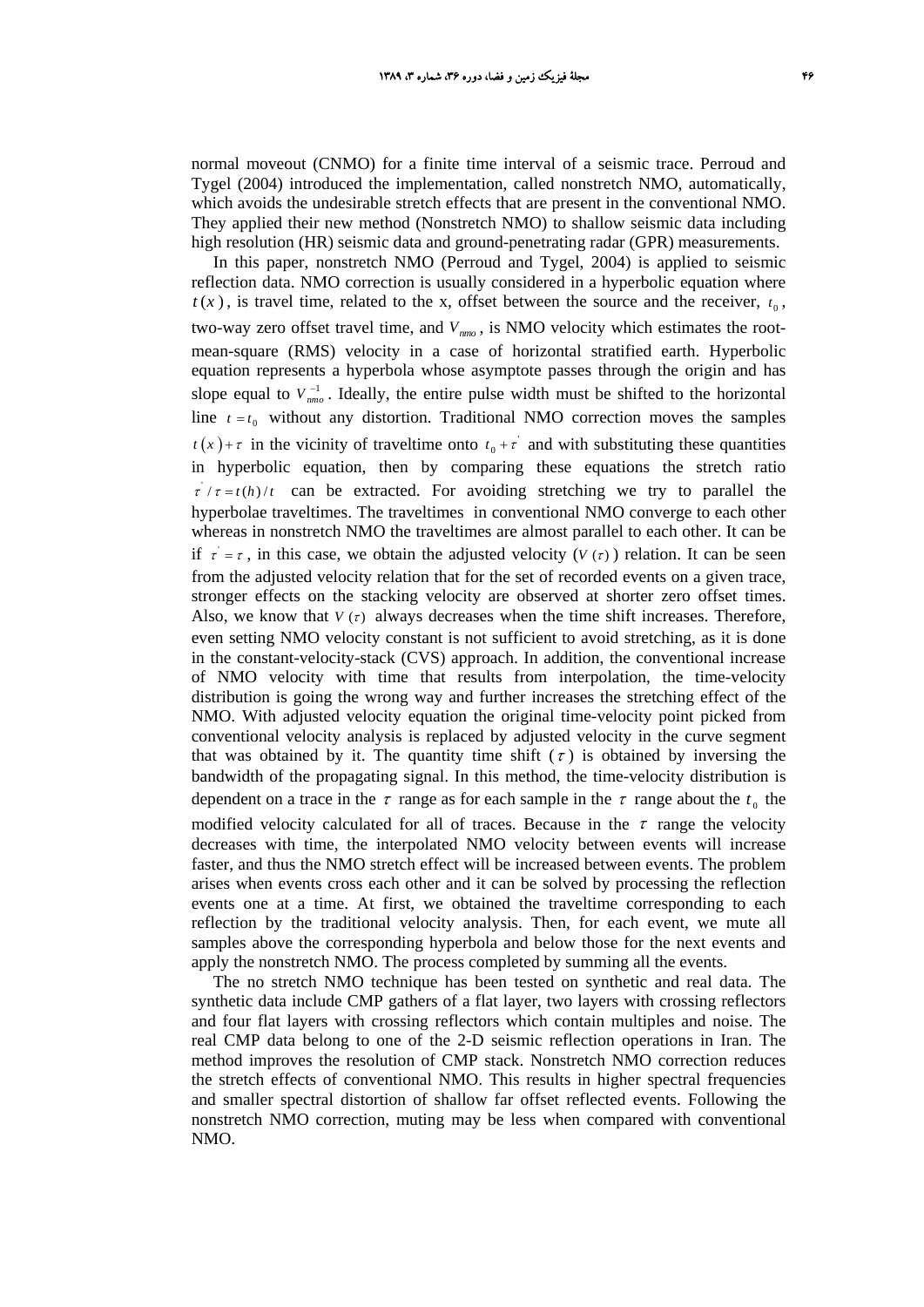normal moveout (CNMO) for a finite time interval of a seismic trace. Perroud and Tygel (2004) introduced the implementation, called nonstretch NMO, automatically, which avoids the undesirable stretch effects that are present in the conventional NMO. They applied their new method (Nonstretch NMO) to shallow seismic data including high resolution (HR) seismic data and ground-penetrating radar (GPR) measurements.

In this paper, nonstretch NMO (Perroud and Tygel, 2004) is applied to seismic reflection data. NMO correction is usually considered in a hyperbolic equation where $t(x)$, is travel time, related to the x, offset between the source and the receiver, $t_0$, two-way zero offset travel time, and $V_{nmo}$, is NMO velocity which estimates the root-mean-square (RMS) velocity in a case of horizontal stratified earth. Hyperbolic equation represents a hyperbola whose asymptote passes through the origin and has slope equal to $V_{nmo}^{-1}$. Ideally, the entire pulse width must be shifted to the horizontal line $t = t_0$ without any distortion. Traditional NMO correction moves the samples $t(x) + \tau$ in the vicinity of traveltime onto $t_0 + \tau^{'}$ and with substituting these quantities in hyperbolic equation, then by comparing these equations the stretch ratio $\tau^{'} / \tau = t(h)/t$ can be extracted. For avoiding stretching we try to parallel the hyperbolae traveltimes. The traveltimes in conventional NMO converge to each other whereas in nonstretch NMO the traveltimes are almost parallel to each other. It can be if $\tau^{'} = \tau$, in this case, we obtain the adjusted velocity ($V(\tau)$) relation. It can be seen from the adjusted velocity relation that for the set of recorded events on a given trace, stronger effects on the stacking velocity are observed at shorter zero offset times. Also, we know that $V(\tau)$ always decreases when the time shift increases. Therefore, even setting NMO velocity constant is not sufficient to avoid stretching, as it is done in the constant-velocity-stack (CVS) approach. In addition, the conventional increase of NMO velocity with time that results from interpolation, the time-velocity distribution is going the wrong way and further increases the stretching effect of the NMO. With adjusted velocity equation the original time-velocity point picked from conventional velocity analysis is replaced by adjusted velocity in the curve segment that was obtained by it. The quantity time shift ($\tau$) is obtained by inversing the bandwidth of the propagating signal. In this method, the time-velocity distribution is dependent on a trace in the $\tau$ range as for each sample in the $\tau$ range about the $t_0$ the modified velocity calculated for all of traces. Because in the $\tau$ range the velocity decreases with time, the interpolated NMO velocity between events will increase faster, and thus the NMO stretch effect will be increased between events. The problem arises when events cross each other and it can be solved by processing the reflection events one at a time. At first, we obtained the traveltime corresponding to each reflection by the traditional velocity analysis. Then, for each event, we mute all samples above the corresponding hyperbola and below those for the next events and apply the nonstretch NMO. The process completed by summing all the events.

The no stretch NMO technique has been tested on synthetic and real data. The synthetic data include CMP gathers of a flat layer, two layers with crossing reflectors and four flat layers with crossing reflectors which contain multiples and noise. The real CMP data belong to one of the 2-D seismic reflection operations in Iran. The method improves the resolution of CMP stack. Nonstretch NMO correction reduces the stretch effects of conventional NMO. This results in higher spectral frequencies and smaller spectral distortion of shallow far offset reflected events. Following the nonstretch NMO correction, muting may be less when compared with conventional NMO.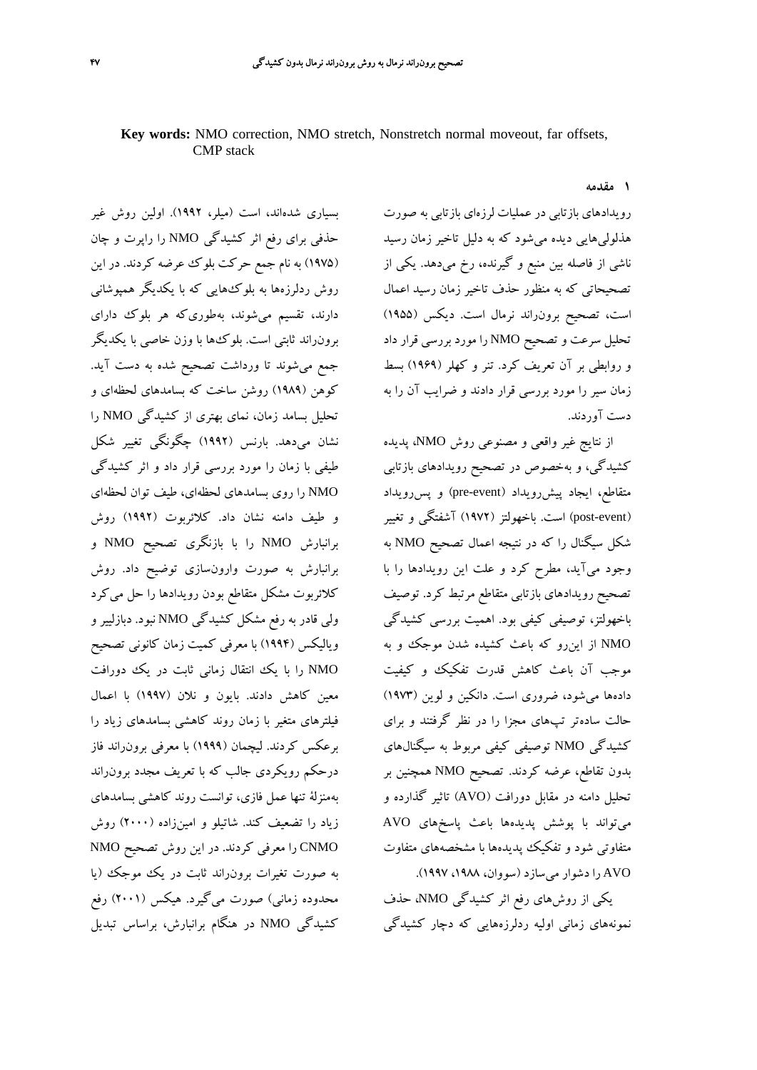**Key words:** NMO correction, NMO stretch, Nonstretch normal moveout, far offsets, CMP stack

## ۱ مقدمه

رویدادهای بازتابی در عملیات لرزه‌ای بازتابی به صورت هذلولی‌هایی دیده می‌شود که به دلیل تاخیر زمان رسید ناشی از فاصله بین منبع و گیرنده، رخ می‌دهد. یکی از تصحیحاتی که به منظور حذف تاخیر زمان رسید اعمال است، تصحیح برون‌راند نرمال است. دیکس (۱۹۵۵) تحلیل سرعت و تصحیح NMO را مورد بررسی قرار داد و روابطی بر آن تعریف کرد. تنر و کهلر (۱۹۶۹) بسط زمان سیر را مورد بررسی قرار دادند و ضرایب آن را به دست آوردند.

از نتایج غیر واقعی و مصنوعی روش NMO، پدیده کشیدگی، و به‌خصوص در تصحیح رویدادهای بازتابی متقاطع، ایجاد پیش‌رویداد (pre-event) و پس‌رویداد (post-event) است. باخهولتز (۱۹۷۲) آشفتگی و تغییر شکل سیگنال را که در نتیجه اعمال تصحیح NMO به وجود می‌آید، مطرح کرد و علت این رویدادها را با تصحیح رویدادهای بازتابی متقاطع مرتبط کرد. توصیف باخهولتز، توصیفی کیفی بود. اهمیت بررسی کشیدگی NMO از این‌رو که باعث کشیده شدن موجک و به موجب آن باعث کاهش قدرت تفکیک و کیفیت داده‌ها می‌شود، ضروری است. دانکین و لوین (۱۹۷۳) حالت ساده‌تر تپ‌های مجزا را در نظر گرفتند و برای کشیدگی NMO توصیفی کیفی مربوط به سیگنال‌های بدون تقاطع، عرضه کردند. تصحیح NMO همچنین بر تحلیل دامنه در مقابل دورافت (AVO) تاثیر گذارده و می‌تواند با پوشش پدیده‌ها باعث پاسخ‌های AVO متفاوتی شود و تفکیک پدیده‌ها با مشخصه‌های متفاوت AVO را دشوار می‌سازد (سووان، ۱۹۸۸، ۱۹۹۷).

یکی از روش‌های رفع اثر کشیدگی NMO، حذف نمونه‌های زمانی اولیه ردلرزه‌هایی که دچار کشیدگی بسیاری شده‌اند، است (میلر، ۱۹۹۲). اولین روش غیر حذفی برای رفع اثر کشیدگی NMO را راپرت و چان (۱۹۷۵) به نام جمع حرکت بلوک عرضه کردند. در این روش ردلرزه‌ها به بلوک‌هایی که با یکدیگر همپوشانی دارند، تقسیم می‌شوند، به‌طوری‌که هر بلوک دارای برون‌راند ثابتی است. بلوک‌ها با وزن خاصی با یکدیگر جمع می‌شوند تا برداشت تصحیح شده به دست آید. کوهن (۱۹۸۹) روشن ساخت که بسامدهای لحظه‌ای و تحلیل بسامد زمان، نمای بهتری از کشیدگی NMO را نشان می‌دهد. بارنس (۱۹۹۲) چگونگی تغییر شکل طیفی با زمان را مورد بررسی قرار داد و اثر کشیدگی NMO را روی بسامدهای لحظه‌ای، طیف توان لحظه‌ای و طیف دامنه نشان داد. کلائربوت (۱۹۹۲) روش برانبارش NMO را با بازنگری تصحیح NMO و برانبارش به صورت وارون‌سازی توضیح داد. روش کلائربوت مشکل متقاطع بودن رویدادها را حل می‌کرد ولی قادر به رفع مشکل کشیدگی NMO نبود. دبازلییر و ویالیکس (۱۹۹۴) با معرفی کمیت زمان کانونی تصحیح NMO را با یک انتقال زمانی ثابت در یک دورافت معین کاهش دادند. بایون و نلان (۱۹۹۷) با اعمال فیلترهای متغیر با زمان روند کاهشی بسامدهای زیاد را برعکس کردند. لیچمان (۱۹۹۹) با معرفی برون‌راند فاز درحکم رویکردی جالب که با تعریف مجدد برون‌راند به‌منزلهٔ تنها عمل فازی، توانست روند کاهشی بسامدهای زیاد را تضعیف کند. شاتیلو و امین‌زاده (۲۰۰۰) روش CNMO را معرفی کردند. در این روش تصحیح NMO به صورت تغیرات برون‌راند ثابت در یک موجک (یا محدوده زمانی) صورت می‌گیرد. هیکس (۲۰۰۱) رفع کشیدگی NMO در هنگام برانبارش، براساس تبدیل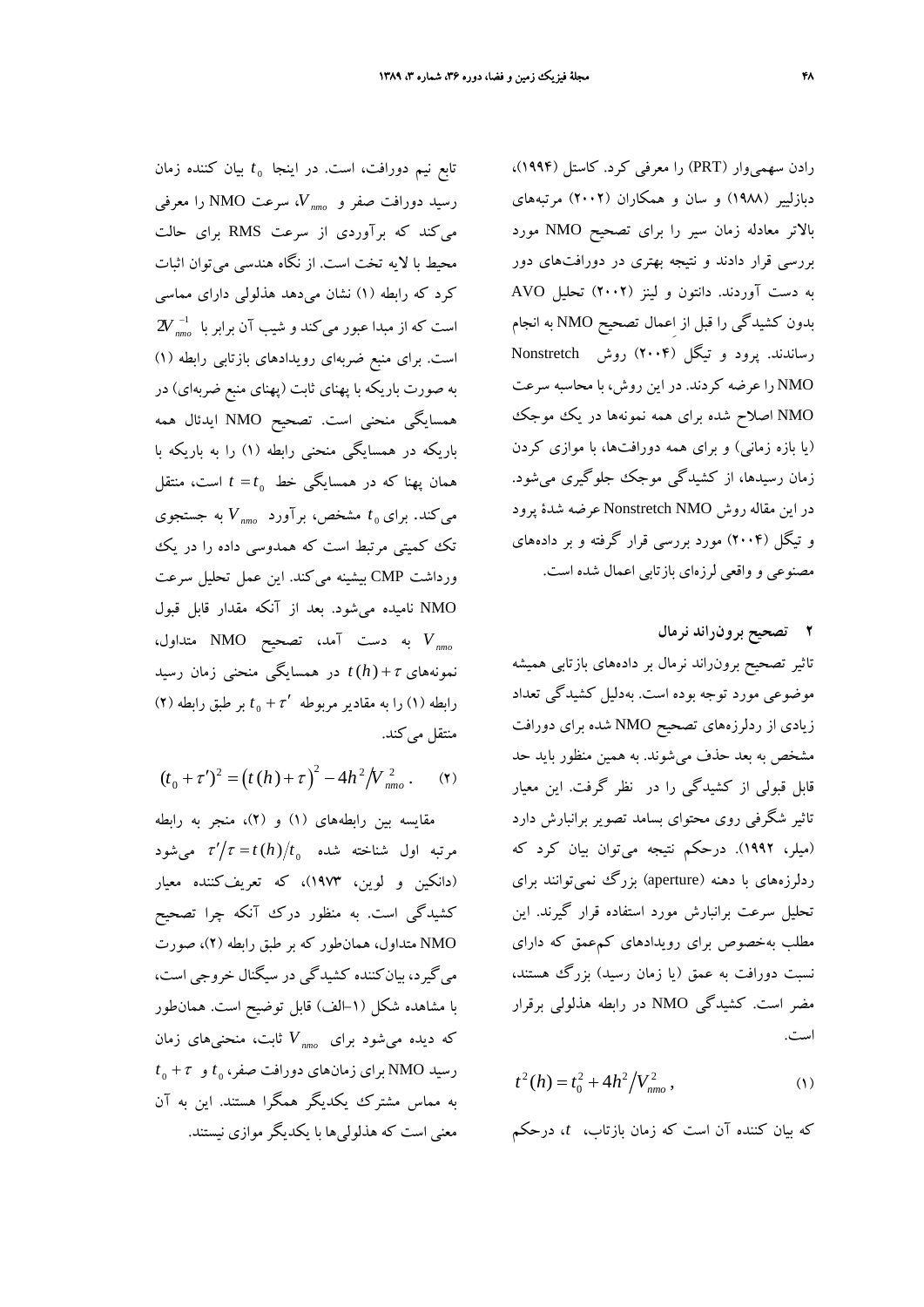رادن سهمی‌وار (PRT) را معرفی کرد. کاستل (۱۹۹۴)، دبازلییر (۱۹۸۸) و سان و همکاران (۲۰۰۲) مرتبه‌های بالاتر معادله زمان سیر را برای تصحیح NMO مورد بررسی قرار دادند و نتیجه بهتری در دورافت‌های دور به دست آوردند. دانتون و لینز (۲۰۰۲) تحلیل AVO بدون کشیدگی را قبل از اعمال تصحیح NMO به انجام رساندند. پرود و تیگل (۲۰۰۴) روش Nonstretch NMO را عرضه کردند. در این روش، با محاسبه سرعت NMO اصلاح شده برای همه نمونه‌ها در یک موجک (یا بازه زمانی) و برای همه دورافت‌ها، با موازی کردن زمان رسیدها، از کشیدگی موجک جلوگیری می‌شود. در این مقاله روش Nonstretch NMO عرضه شدهٔ پرود و تیگل (۲۰۰۴) مورد بررسی قرار گرفته و بر داده‌های مصنوعی و واقعی لرزه‌ای بازتابی اعمال شده است.

## ۲ تصحیح برون‌راند نرمال

تاثیر تصحیح برون‌راند نرمال بر داده‌های بازتابی همیشه موضوعی مورد توجه بوده است. به‌دلیل کشیدگی تعداد زیادی از ردلرزه‌های تصحیح NMO شده برای دورافت مشخص به بعد حذف می‌شوند. به همین منظور باید حد قابل قبولی از کشیدگی را در نظر گرفت. این معیار تاثیر شگرفی روی محتوای بسامد تصویر برانبارش دارد (میلر، ۱۹۹۲). درحکم نتیجه می‌توان بیان کرد که ردلرزه‌های با دهنه (aperture) بزرگ نمی‌توانند برای تحلیل سرعت برانبارش مورد استفاده قرار گیرند. این مطلب به‌خصوص برای رویدادهای کم‌عمق که دارای نسبت دورافت به عمق (یا زمان رسید) بزرگ هستند، مضر است. کشیدگی NMO در رابطه هذلولی برقرار است.

$$t^2(h) = t_0^2 + 4h^2 / V_{nmo}^2 , \qquad (۱)$$

که بیان کننده آن است که زمان بازتاب، $t$، درحکم تابع نیم دورافت، است. در اینجا $t_0$ بیان کننده زمان رسید دورافت صفر و $V_{nmo}$، سرعت NMO را معرفی می‌کند که برآوردی از سرعت RMS برای حالت محیط با لایه تخت است. از نگاه هندسی می‌توان اثبات کرد که رابطه (۱) نشان می‌دهد هذلولی دارای مماسی است که از مبدا عبور می‌کند و شیب آن برابر با $2V_{nmo}^{-1}$ است. برای منبع ضربه‌ای رویدادهای بازتابی رابطه (۱) به صورت باریکه با پهنای ثابت (پهنای منبع ضربه‌ای) در همسایگی منحنی است. تصحیح NMO ایدئال همه باریکه در همسایگی منحنی رابطه (۱) را به باریکه با همان پهنا که در همسایگی خط $t = t_0$ است، منتقل می‌کند. برای $t_0$ مشخص، برآورد $V_{nmo}$ به جستجوی تک کمیتی مرتبط است که همدوسی داده را در یک برداشت CMP بیشینه می‌کند. این عمل تحلیل سرعت NMO نامیده می‌شود. بعد از آنکه مقدار قابل قبول $V_{nmo}$ به دست آمد، تصحیح NMO متداول، نمونه‌های $t(h)+\tau$ در همسایگی منحنی زمان رسید رابطه (۱) را به مقادیر مربوطه $t_0 + \tau'$ بر طبق رابطه (۲) منتقل می‌کند.

$$(t_0 + \tau')^2 = \left(t(h) + \tau\right)^2 - 4h^2 / V_{nmo}^2 . \qquad (۲)$$

مقایسه بین رابطه‌های (۱) و (۲)، منجر به رابطه مرتبه اول شناخته شده $\tau'/\tau = t(h)/t_0$ می‌شود (دانکین و لوین، ۱۹۷۳)، که تعریف‌کننده معیار کشیدگی است. به منظور درک آنکه چرا تصحیح NMO متداول، همان‌طور که بر طبق رابطه (۲)، صورت می‌گیرد، بیان‌کننده کشیدگی در سیگنال خروجی است، با مشاهده شکل (۱-الف) قابل توضیح است. همان‌طور که دیده می‌شود برای $V_{nmo}$ ثابت، منحنی‌های زمان رسید NMO برای زمان‌های دورافت صفر، $t_0$ و $t_0 + \tau$ به مماس مشترک یکدیگر همگرا هستند. این به آن معنی است که هذلولی‌ها با یکدیگر موازی نیستند.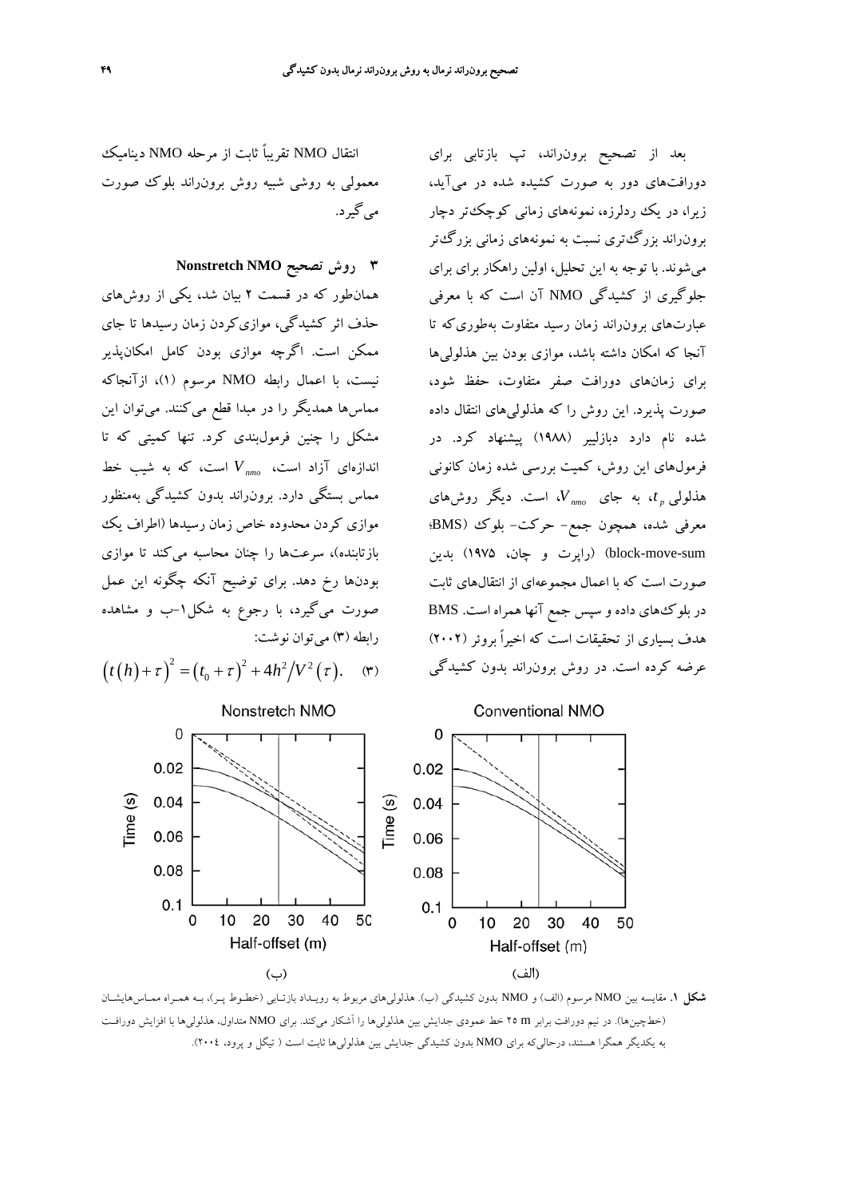بعد از تصحیح برون‌راند، تپ بازتابی برای دورافت‌های دور به صورت کشیده شده در می‌آید، زیرا، در یک ردلرزه، نمونه‌های زمانی کوچک‌تر دچار برون‌راند بزرگ‌تری نسبت به نمونه‌های زمانی بزرگ‌تر می‌شوند. با توجه به این تحلیل، اولین راهکار برای برای جلوگیری از کشیدگی NMO آن است که با معرفی عبارت‌های برون‌راند زمان رسید متفاوت به‌طوری‌که تا آنجا که امکان داشته باشد، موازی بودن بین هذلولی‌ها برای زمان‌های دورافت صفر متفاوت، حفظ شود، صورت پذیرد. این روش را که هذلولی‌های انتقال داده شده نام دارد دبازلییر (۱۹۸۸) پیشنهاد کرد. در فرمول‌های این روش، کمیت بررسی شده زمان کانونی هذلولی $t_p$، به جای $V_{nmo}$، است. دیگر روش‌های معرفی شده، همچون جمع- حرکت- بلوک (BMS؛ block-move-sum) (راپرت و چان، ۱۹۷۵) بدین صورت است که با اعمال مجموعه‌ای از انتقال‌های ثابت در بلوک‌های داده و سپس جمع آنها همراه است. BMS هدف بسیاری از تحقیقات است که اخیراً بروئر (۲۰۰۲) عرضه کرده است. در روش برون‌راند بدون کشیدگی انتقال NMO تقریباً ثابت از مرحله NMO دینامیک معمولی به روشی شبیه روش برون‌راند بلوک صورت می‌گیرد.

## ۳ روش تصحیح Nonstretch NMO

همان‌طور که در قسمت ۲ بیان شد، یکی از روش‌های حذف اثر کشیدگی، موازی‌کردن زمان رسیدها تا جای ممکن است. اگرچه موازی بودن کامل امکان‌پذیر نیست، با اعمال رابطه NMO مرسوم (۱)، ازآنجاکه مماس‌ها همدیگر را در مبدا قطع می‌کنند. می‌توان این مشکل را چنین فرمول‌بندی کرد. تنها کمیتی که تا اندازه‌ای آزاد است، $V_{nmo}$ است، که به شیب خط مماس بستگی دارد. برون‌راند بدون کشیدگی به‌منظور موازی کردن محدوده خاص زمان رسیدها (اطراف یک بازتابنده)، سرعت‌ها را چنان محاسبه می‌کند تا موازی بودن‌ها رخ دهد. برای توضیح آنکه چگونه این عمل صورت می‌گیرد، با رجوع به شکل۱-ب و مشاهده رابطه (۳) می‌توان نوشت:

$$\left(t\left(h\right)+\tau\right)^{2}=\left(t_{0}+\tau\right)^{2}+4h^{2}/V^{2}\left(\tau\right). \quad (۳)$$

**شکل ۱.** مقایسه بین NMO مرسوم (الف) و NMO بدون کشیدگی (ب). هذلولی‌های مربوط به رویداد بازتابی (خطوط پر)، بـه همـراه ممـاس‌هایشـان (خط‌چین‌ها). در نیم دورافت برابر ۲۵ m خط عمودی جدایش بین هذلولی‌ها را آشکار می‌کند. برای NMO متداول، هذلولی‌ها با افزایش دورافت به یکدیگر همگرا هستند، درحالی‌که برای NMO بدون کشیدگی جدایش بین هذلولی‌ها ثابت است ( تیگل و پرود، ۲۰۰٤).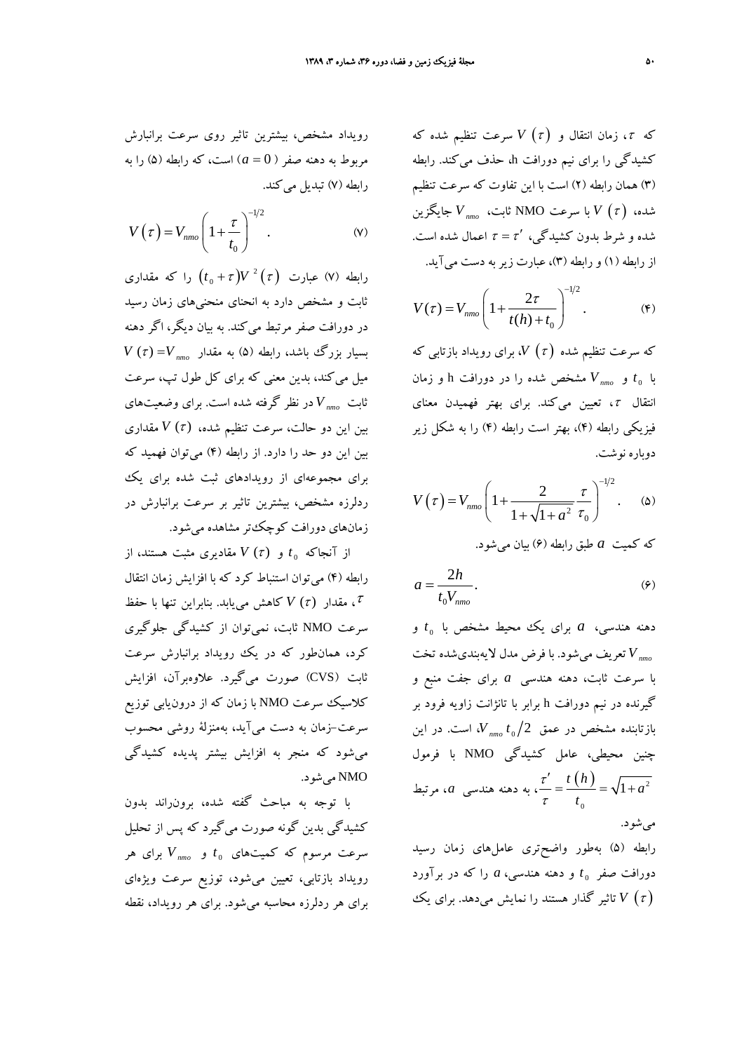که $\tau$، زمان انتقال و $V\left(\tau\right)$ سرعت تنظیم شده که کشیدگی را برای نیم دورافت h، حذف می‌کند. رابطه (۳) همان رابطه (۲) است با این تفاوت که سرعت تنظیم شده، $V\left(\tau\right)$ با سرعت NMO ثابت، $V_{nmo}$ جایگزین شده و شرط بدون کشیدگی، $\tau = \tau'$ اعمال شده است. از رابطه (۱) و رابطه (۳)، عبارت زیر به دست می‌آید.

$$V(\tau) = V_{nmo}\left(1 + \frac{2\tau}{t(h) + t_0}\right)^{-1/2} . \tag{۴}$$

که سرعت تنظیم شده $V\left(\tau\right)$، برای رویداد بازتابی که با $t_0$ و $V_{nmo}$ مشخص شده را در دورافت h و زمان انتقال $\tau$، تعیین می‌کند. برای بهتر فهمیدن معنای فیزیکی رابطه (۴)، بهتر است رابطه (۴) را به شکل زیر دوباره نوشت.

$$V\left(\tau\right) = V_{nmo}\left(1 + \frac{2}{1+\sqrt{1+a^2}}\frac{\tau}{\tau_0}\right)^{-1/2} . \tag{۵}$$

که کمیت $a$ طبق رابطه (۶) بیان می‌شود.

$$a = \frac{2h}{t_0 V_{nmo}}. \tag{۶}$$

دهنه هندسی، $a$ برای یک محیط مشخص با $t_0$ و $V_{nmo}$ تعریف می‌شود. با فرض مدل لایه‌بندی‌شده تخت با سرعت ثابت، دهنه هندسی $a$ برای جفت منبع و گیرنده در نیم دورافت h برابر با تانژانت زاویه فرود بر بازتابنده مشخص در عمق $V_{nmo}\,t_0/2$، است. در این چنین محیطی، عامل کشیدگی NMO با فرمول $\frac{\tau'}{\tau} = \frac{t\left(h\right)}{t_0} = \sqrt{1+a^2}$، به دهنه هندسی $a$، مرتبط می‌شود.

رابطه (۵) به‌طور واضح‌تری عامل‌های زمان رسید دورافت صفر $t_0$ و دهنه هندسی، $a$ را که در برآورد $V\left(\tau\right)$ تاثیر گذار هستند را نمایش می‌دهد. برای یک رویداد مشخص، بیشترین تاثیر روی سرعت برانبارش مربوط به دهنه صفر ($a = 0$) است، که رابطه (۵) را به رابطه (۷) تبدیل می‌کند.

$$V\left(\tau\right) = V_{nmo}\left(1 + \frac{\tau}{t_0}\right)^{-1/2} . \tag{۷}$$

رابطه (۷) عبارت $\left(t_0 + \tau\right)V^2\left(\tau\right)$ را که مقداری ثابت و مشخص دارد به انحنای منحنی‌های زمان رسید در دورافت صفر مرتبط می‌کند. به بیان دیگر، اگر دهنه بسیار بزرگ باشد، رابطه (۵) به مقدار $V\left(\tau\right) = V_{nmo}$ میل می‌کند، بدین معنی که برای کل طول تپ، سرعت ثابت $V_{nmo}$ در نظر گرفته شده است. برای وضعیت‌های بین این دو حالت، سرعت تنظیم شده، $V\left(\tau\right)$ مقداری بین این دو حد را دارد. از رابطه (۴) می‌توان فهمید که برای مجموعه‌ای از رویدادهای ثبت شده برای یک ردلرزه مشخص، بیشترین تاثیر بر سرعت برانبارش در زمان‌های دورافت کوچک‌تر مشاهده می‌شود.

از آنجاکه $t_0$ و $V\left(\tau\right)$ مقادیری مثبت هستند، از رابطه (۴) می‌توان استنباط کرد که با افزایش زمان انتقال $\tau$، مقدار $V\left(\tau\right)$ کاهش می‌یابد. بنابراین تنها با حفظ سرعت NMO ثابت، نمی‌توان از کشیدگی جلوگیری کرد، همان‌طور که در یک رویداد برانبارش سرعت ثابت (CVS) صورت می‌گیرد. علاوه‌برآن، افزایش کلاسیک سرعت NMO با زمان که از درون‌یابی توزیع سرعت–زمان به دست می‌آید، به‌منزلهٔ روشی محسوب می‌شود که منجر به افزایش بیشتر پدیده کشیدگی NMO می‌شود.

با توجه به مباحث گفته شده، برون‌راند بدون کشیدگی بدین گونه صورت می‌گیرد که پس از تحلیل سرعت مرسوم که کمیت‌های $t_0$ و $V_{nmo}$ برای هر رویداد بازتابی، تعیین می‌شود، توزیع سرعت ویژه‌ای برای هر ردلرزه محاسبه می‌شود. برای هر رویداد، نقطه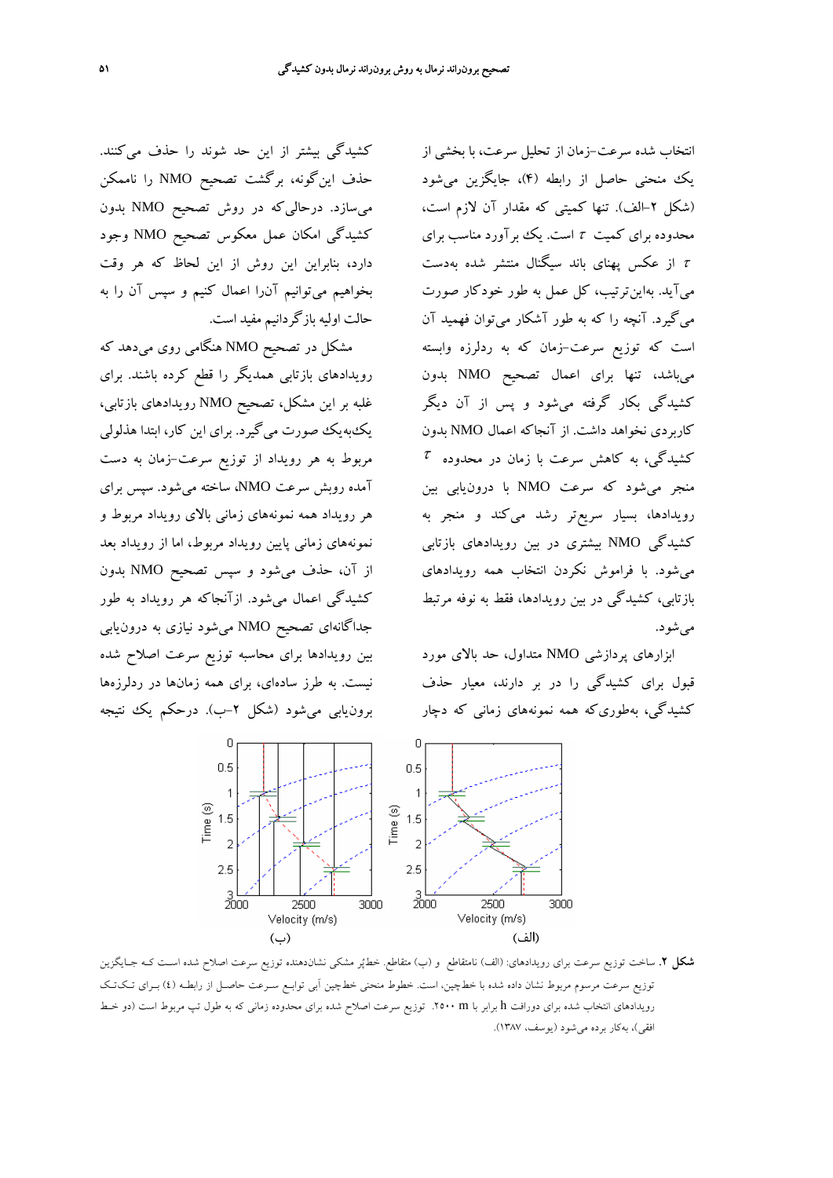انتخاب شده سرعت–زمان از تحلیل سرعت، با بخشی از یک منحنی حاصل از رابطه (۴)، جایگزین می‌شود (شکل ۲–الف). تنها کمیتی که مقدار آن لازم است، محدوده برای کمیت $\tau$ است. یک برآورد مناسب برای $\tau$ از عکس پهنای باند سیگنال منتشر شده به‌دست می‌آید. به‌این‌ترتیب، کل عمل به طور خودکار صورت می‌گیرد. آنچه را که به طور آشکار می‌توان فهمید آن است که توزیع سرعت–زمان که به ردلرزه وابسته می‌باشد، تنها برای اعمال تصحیح NMO بدون کشیدگی بکار گرفته می‌شود و پس از آن دیگر کاربردی نخواهد داشت. از آنجاکه اعمال NMO بدون کشیدگی، به کاهش سرعت با زمان در محدوده $\tau$ منجر می‌شود که سرعت NMO با درون‌یابی بین رویدادها، بسیار سریع‌تر رشد می‌کند و منجر به کشیدگی NMO بیشتری در بین رویدادهای بازتابی می‌شود. با فراموش نکردن انتخاب همه رویدادهای بازتابی، کشیدگی در بین رویدادها، فقط به نوفه مرتبط می‌شود.

ابزارهای پردازشی NMO متداول، حد بالای مورد قبول برای کشیدگی را در بر دارند، معیار حذف کشیدگی، به‌طوری‌که همه نمونه‌های زمانی که دچار کشیدگی بیشتر از این حد شوند را حذف می‌کنند. حذف این‌گونه، برگشت تصحیح NMO را ناممکن می‌سازد. درحالی‌که در روش تصحیح NMO بدون کشیدگی امکان عمل معکوس تصحیح NMO وجود دارد، بنابراین این روش از این لحاظ که هر وقت بخواهیم می‌توانیم آنرا اعمال کنیم و سپس آن را به حالت اولیه بازگردانیم مفید است.

مشکل در تصحیح NMO هنگامی روی می‌دهد که رویدادهای بازتابی همدیگر را قطع کرده باشند. برای غلبه بر این مشکل، تصحیح NMO رویدادهای بازتابی، یک‌به‌یک صورت می‌گیرد. برای این کار، ابتدا هذلولی مربوط به هر رویداد از توزیع سرعت–زمان به دست آمده روبش سرعت NMO، ساخته می‌شود. سپس برای هر رویداد همه نمونه‌های زمانی بالای رویداد مربوط و نمونه‌های زمانی پایین رویداد مربوط، اما از رویداد بعد از آن، حذف می‌شود و سپس تصحیح NMO بدون کشیدگی اعمال می‌شود. ازآنجاکه هر رویداد به طور جداگانه‌ای تصحیح NMO می‌شود نیازی به درون‌یابی بین رویدادها برای محاسبه توزیع سرعت اصلاح شده نیست. به طرز ساده‌ای، برای همه زمان‌ها در ردلرزه‌ها برون‌یابی می‌شود (شکل ۲–ب). درحکم یک نتیجه

**شکل ۲.** ساخت توزیع سرعت برای رویدادهای: (الف) نامتقاطع و (ب) متقاطع. خط‌پُر مشکی نشان‌دهنده توزیع سرعت اصلاح شده است که جایگزین توزیع سرعت مرسوم مربوط نشان داده شده با خط‌چین، است. خطوط منحنی خط‌چین آبی توابع سرعت حاصل از رابطه (٤) برای تک‌تک رویدادهای انتخاب شده برای دورافت h برابر با ۲۵۰۰ m. توزیع سرعت اصلاح شده برای محدوده زمانی که به طول تپ مربوط است (دو خط افقی)، به‌کار برده می‌شود (یوسف، ۱۳۸۷).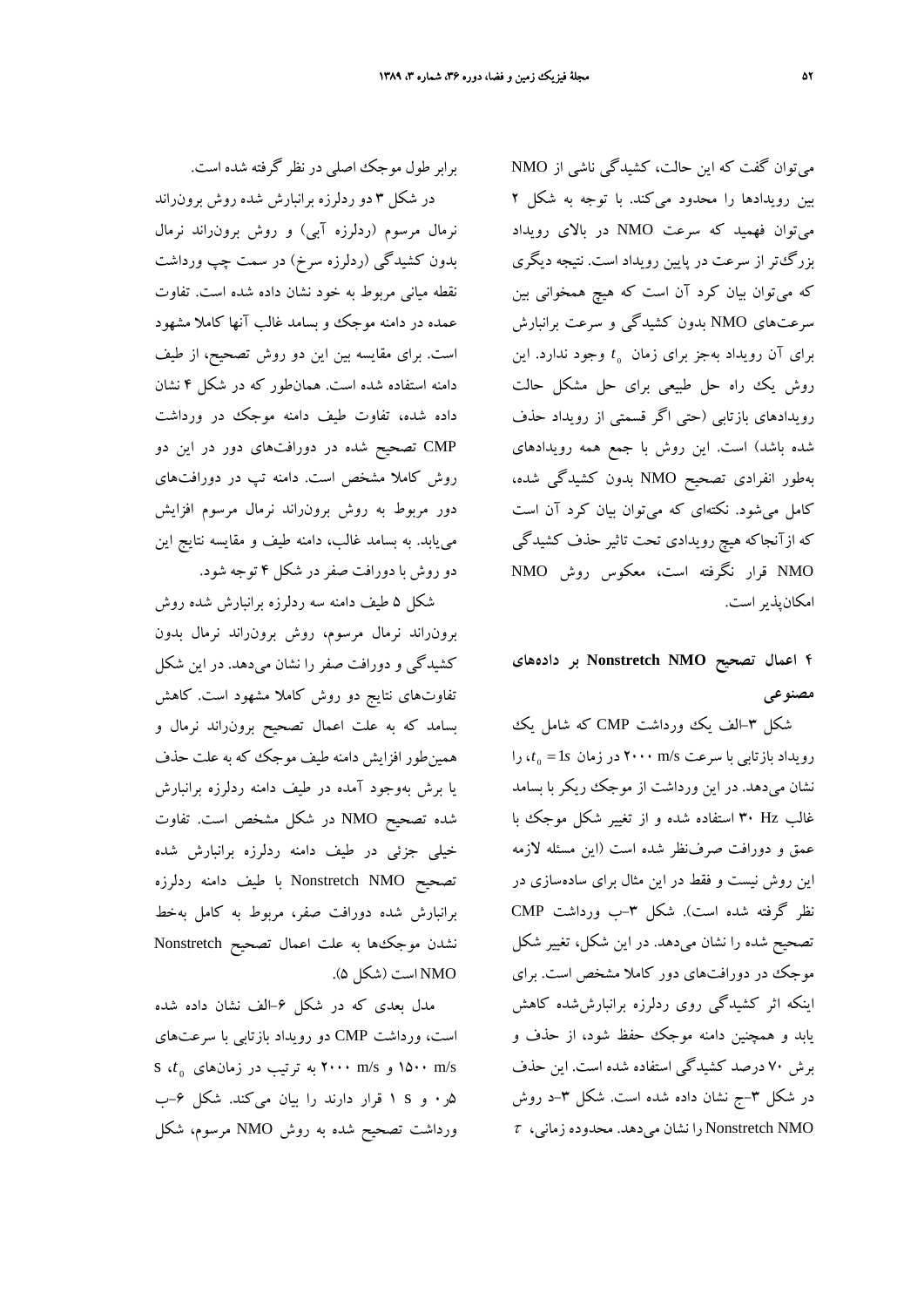می‌توان گفت که این حالت، کشیدگی ناشی از NMO بین رویدادها را محدود می‌کند. با توجه به شکل ۲ می‌توان فهمید که سرعت NMO در بالای رویداد بزرگ‌تر از سرعت در پایین رویداد است. نتیجه دیگری که می‌توان بیان کرد آن است که هیچ همخوانی بین سرعت‌های NMO بدون کشیدگی و سرعت برانبارش برای آن رویداد به‌جز برای زمان $t_0$ وجود ندارد. این روش یک راه حل طبیعی برای حل مشکل حالت رویدادهای بازتابی (حتی اگر قسمتی از رویداد حذف شده باشد) است. این روش با جمع همه رویدادهای به‌طور انفرادی تصحیح NMO بدون کشیدگی شده، کامل می‌شود. نکته‌ای که می‌توان بیان کرد آن است که ازآنجاکه هیچ رویدادی تحت تاثیر حذف کشیدگی NMO قرار نگرفته است، معکوس روش NMO امکان‌پذیر است.

## ۴ اعمال تصحیح Nonstretch NMO بر داده‌های مصنوعی

شکل ۳-الف یک ورداشت CMP که شامل یک رویداد بازتابی با سرعت ۲۰۰۰ m/s در زمان $t_0 = 1s$، را نشان می‌دهد. در این ورداشت از موجک ریکر با بسامد غالب ۳۰ Hz استفاده شده و از تغییر شکل موجک با عمق و دورافت صرف‌نظر شده است (این مسئله لازمه این روش نیست و فقط در این مثال برای ساده‌سازی در نظر گرفته شده است). شکل ۳-ب ورداشت CMP تصحیح شده را نشان می‌دهد. در این شکل، تغییر شکل موجک در دورافت‌های دور کاملا مشخص است. برای اینکه اثر کشیدگی روی ردلرزه برانبارش‌شده کاهش یابد و همچنین دامنه موجک حفظ شود، از حذف و برش ۷۰ درصد کشیدگی استفاده شده است. این حذف در شکل ۳-ج نشان داده شده است. شکل ۳-د روش Nonstretch NMO را نشان می‌دهد. محدوده زمانی، $\tau$ برابر طول موجک اصلی در نظر گرفته شده است.

در شکل ۳ دو ردلرزه برانبارش شده روش برون‌راند نرمال مرسوم (ردلرزه آبی) و روش برون‌راند نرمال بدون کشیدگی (ردلرزه سرخ) در سمت چپ ورداشت نقطه میانی مربوط به خود نشان داده شده است. تفاوت عمده در دامنه موجک و بسامد غالب آنها کاملا مشهود است. برای مقایسه بین این دو روش تصحیح، از طیف دامنه استفاده شده است. همان‌طور که در شکل ۴ نشان داده شده، تفاوت طیف دامنه موجک در ورداشت CMP تصحیح شده در دورافت‌های دور در این دو روش کاملا مشخص است. دامنه تپ در دورافت‌های دور مربوط به روش برون‌راند نرمال مرسوم افزایش می‌یابد. به بسامد غالب، دامنه طیف و مقایسه نتایج این دو روش با دورافت صفر در شکل ۴ توجه شود.

شکل ۵ طیف دامنه سه ردلرزه برانبارش شده روش برون‌راند نرمال مرسوم، روش برون‌راند نرمال بدون کشیدگی و دورافت صفر را نشان می‌دهد. در این شکل تفاوت‌های نتایج دو روش کاملا مشهود است. کاهش بسامد که به علت اعمال تصحیح برون‌راند نرمال و همین‌طور افزایش دامنه طیف موجک که به علت حذف یا برش به‌وجود آمده در طیف دامنه ردلرزه برانبارش شده تصحیح NMO در شکل مشخص است. تفاوت خیلی جزئی در طیف دامنه ردلرزه برانبارش شده تصحیح Nonstretch NMO با طیف دامنه ردلرزه برانبارش شده دورافت صفر، مربوط به کامل به‌خط نشدن موجک‌ها به علت اعمال تصحیح Nonstretch NMO است (شکل ۵).

مدل بعدی که در شکل ۶-الف نشان داده شده است، ورداشت CMP دو رویداد بازتابی با سرعت‌های ۱۵۰۰ m/s و ۲۰۰۰ m/s به ترتیب در زمان‌های $t_0$، s ۰٫۵ و s ۱ قرار دارند را بیان می‌کند. شکل ۶-ب ورداشت تصحیح شده به روش NMO مرسوم، شکل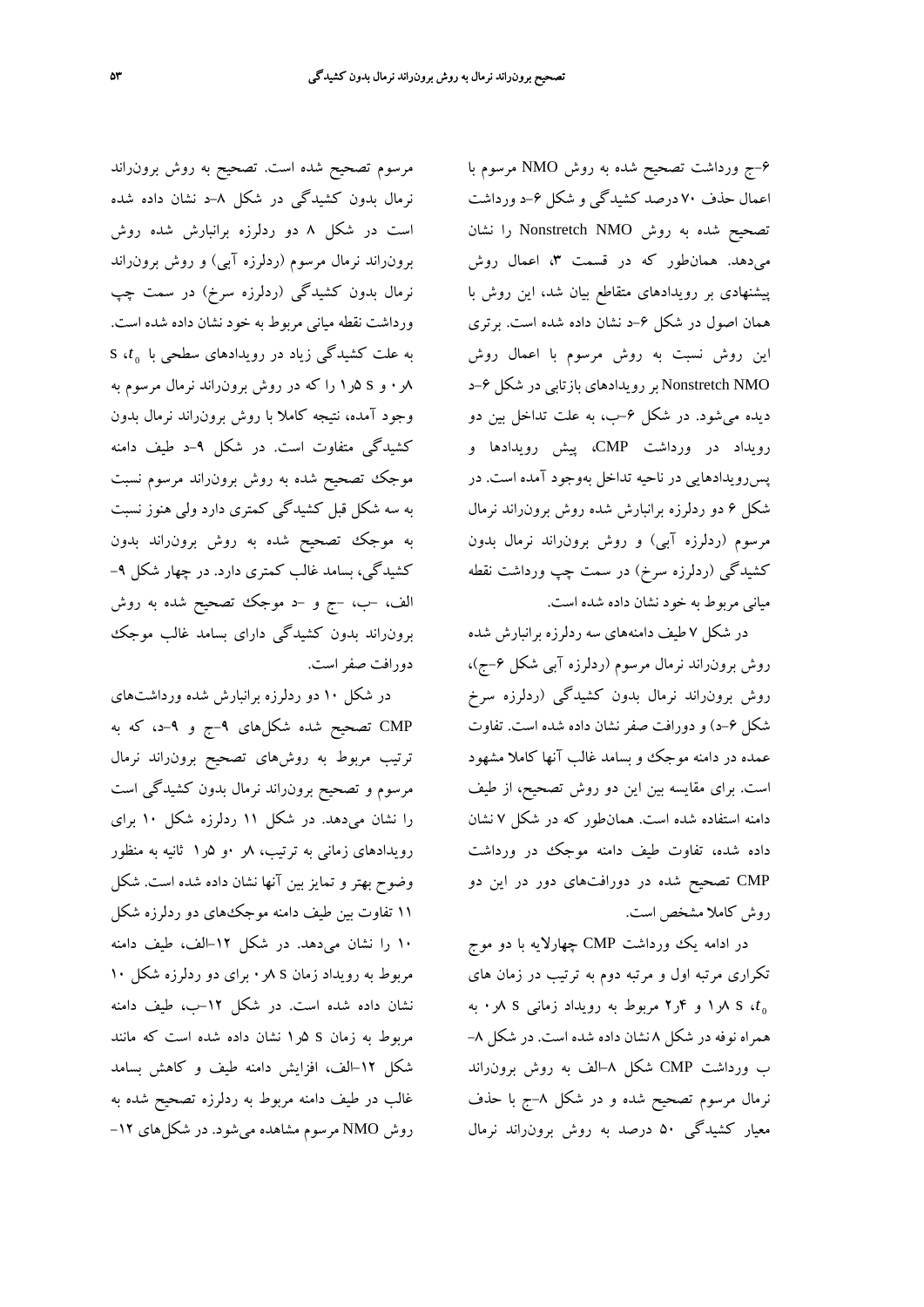۶–ج ورداشت تصحیح شده به روش NMO مرسوم با اعمال حذف ۷۰ درصد کشیدگی و شکل ۶–د ورداشت تصحیح شده به روش Nonstretch NMO را نشان می‌دهد. همان‌طور که در قسمت ۳، اعمال روش پیشنهادی بر رویدادهای متقاطع بیان شد، این روش با همان اصول در شکل ۶–د نشان داده شده است. برتری این روش نسبت به روش مرسوم با اعمال روش Nonstretch NMO بر رویدادهای بازتابی در شکل ۶–د دیده می‌شود. در شکل ۶–ب، به علت تداخل بین دو رویداد در ورداشت CMP، پیش رویدادها و پس‌رویدادهایی در ناحیه تداخل به‌وجود آمده است. در شکل ۶ دو ردلرزه برانبارش شده روش برون‌راند نرمال مرسوم (ردلرزه آبی) و روش برون‌راند نرمال بدون کشیدگی (ردلرزه سرخ) در سمت چپ ورداشت نقطه میانی مربوط به خود نشان داده شده است.

در شکل ۷ طیف دامنه‌های سه ردلرزه برانبارش شده روش برون‌راند نرمال مرسوم (ردلرزه آبی شکل ۶–ج)، روش برون‌راند نرمال بدون کشیدگی (ردلرزه سرخ شکل ۶–د) و دورافت صفر نشان داده شده است. تفاوت عمده در دامنه موجک و بسامد غالب آنها کاملا مشهود است. برای مقایسه بین این دو روش تصحیح، از طیف دامنه استفاده شده است. همان‌طور که در شکل ۷ نشان داده شده، تفاوت طیف دامنه موجک در ورداشت CMP تصحیح شده در دورافت‌های دور در این دو روش کاملا مشخص است.

در ادامه یک ورداشت CMP چهارلایه با دو موج تکراری مرتبه اول و مرتبه دوم به ترتیب در زمان های $t_0$، ۱٫۸ s و ۲٫۴ مربوط به رویداد زمانی ۰٫۸ s به همراه نوفه در شکل ۸ نشان داده شده است. در شکل ۸–ب ورداشت CMP شکل ۸–الف به روش برون‌راند نرمال مرسوم تصحیح شده و در شکل ۸–ج با حذف معیار کشیدگی ۵۰ درصد به روش برون‌راند نرمال مرسوم تصحیح شده است. تصحیح به روش برون‌راند نرمال بدون کشیدگی در شکل ۸–د نشان داده شده است در شکل ۸ دو ردلرزه برانبارش شده روش برون‌راند نرمال مرسوم (ردلرزه آبی) و روش برون‌راند نرمال بدون کشیدگی (ردلرزه سرخ) در سمت چپ ورداشت نقطه میانی مربوط به خود نشان داده شده است. به علت کشیدگی زیاد در رویدادهای سطحی با $t_0$، ۰٫۸ s و ۱٫۵ s را که در روش برون‌راند نرمال مرسوم به وجود آمده، نتیجه کاملا با روش برون‌راند نرمال بدون کشیدگی متفاوت است. در شکل ۹–د طیف دامنه موجک تصحیح شده به روش برون‌راند مرسوم نسبت به سه شکل قبل کشیدگی کمتری دارد ولی هنوز نسبت به موجک تصحیح شده به روش برون‌راند بدون کشیدگی، بسامد غالب کمتری دارد. در چهار شکل ۹–الف، –ب، –ج و –د موجک تصحیح شده به روش برون‌راند بدون کشیدگی دارای بسامد غالب موجک دورافت صفر است.

در شکل ۱۰ دو ردلرزه برانبارش شده ورداشت‌های CMP تصحیح شده شکل‌های ۹–ج و ۹–د، که به ترتیب مربوط به روش‌های تصحیح برون‌راند نرمال مرسوم و تصحیح برون‌راند نرمال بدون کشیدگی است را نشان می‌دهد. در شکل ۱۱ ردلرزه شکل ۱۰ برای رویدادهای زمانی به ترتیب، ۰٫۸ و ۱٫۵ ثانیه به منظور وضوح بهتر و تمایز بین آنها نشان داده شده است. شکل ۱۱ تفاوت بین طیف دامنه موجک‌های دو ردلرزه شکل ۱۰ را نشان می‌دهد. در شکل ۱۲–الف، طیف دامنه مربوط به رویداد زمان ۰٫۸ s برای دو ردلرزه شکل ۱۰ نشان داده شده است. در شکل ۱۲–ب، طیف دامنه مربوط به زمان ۱٫۵ s نشان داده شده است که مانند شکل ۱۲–الف، افزایش دامنه طیف و کاهش بسامد غالب در طیف دامنه مربوط به ردلرزه تصحیح شده به روش NMO مرسوم مشاهده می‌شود. در شکل‌های ۱۲–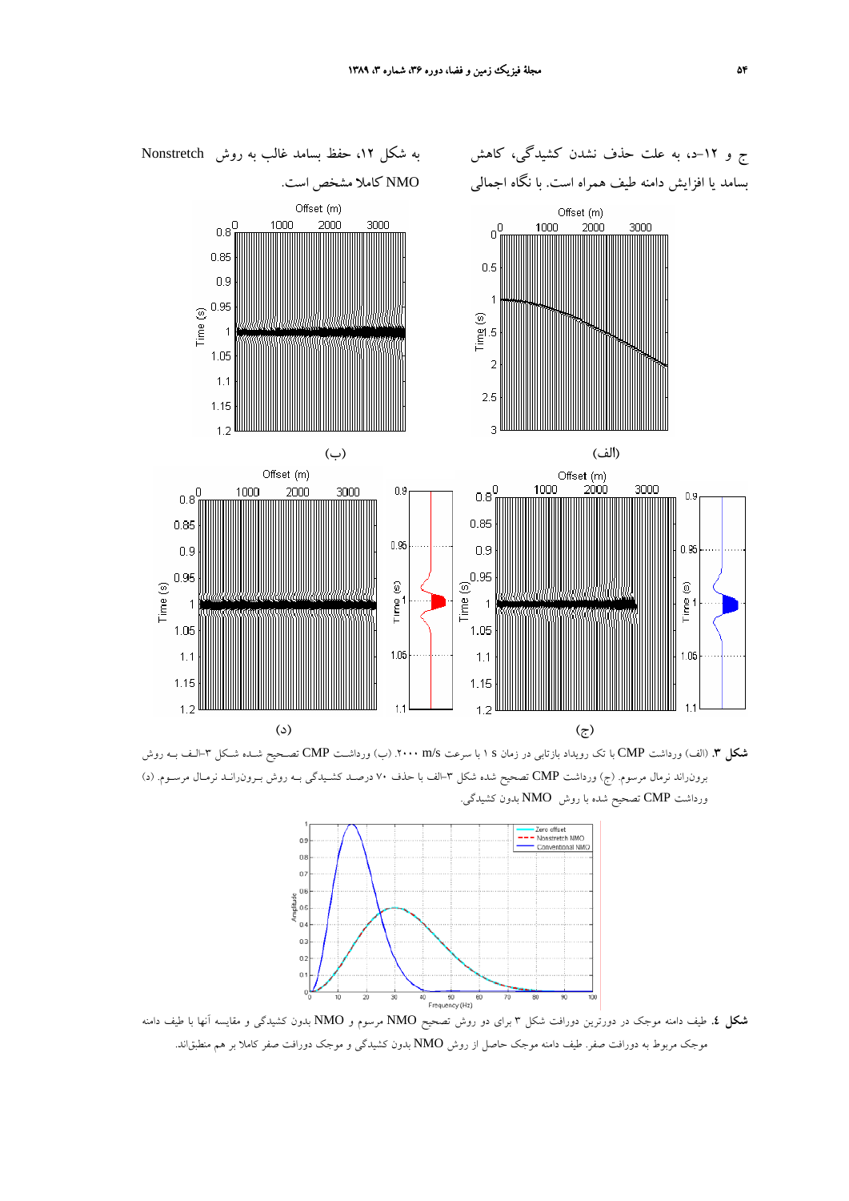ج و ۱۲–د، به علت حذف نشدن کشیدگی، کاهش بسامد یا افزایش دامنه طیف همراه است. با نگاه اجمالی به شکل ۱۲، حفظ بسامد غالب به روش Nonstretch NMO کاملا مشخص است.

**شکل ۳.** (الف) ورداشت CMP با تک رویداد بازتابی در زمان ۱ s با سرعت ۲۰۰۰ m/s. (ب) ورداشت CMP تصحیح شده شکل ۳–الف به روش برون‌راند نرمال مرسوم. (ج) ورداشت CMP تصحیح شده شکل ۳–الف با حذف ۷۰ درصد کشیدگی به روش برون‌راند نرمال مرسوم. (د) ورداشت CMP تصحیح شده با روش NMO بدون کشیدگی.

**شکل ٤.** طیف دامنه موجک در دورترین دورافت شکل ۳ برای دو روش تصحیح NMO مرسوم و NMO بدون کشیدگی و مقایسه آنها با طیف دامنه موجک مربوط به دورافت صفر. طیف دامنه موجک حاصل از روش NMO بدون کشیدگی و موجک دورافت صفر کاملا بر هم منطبق‌اند.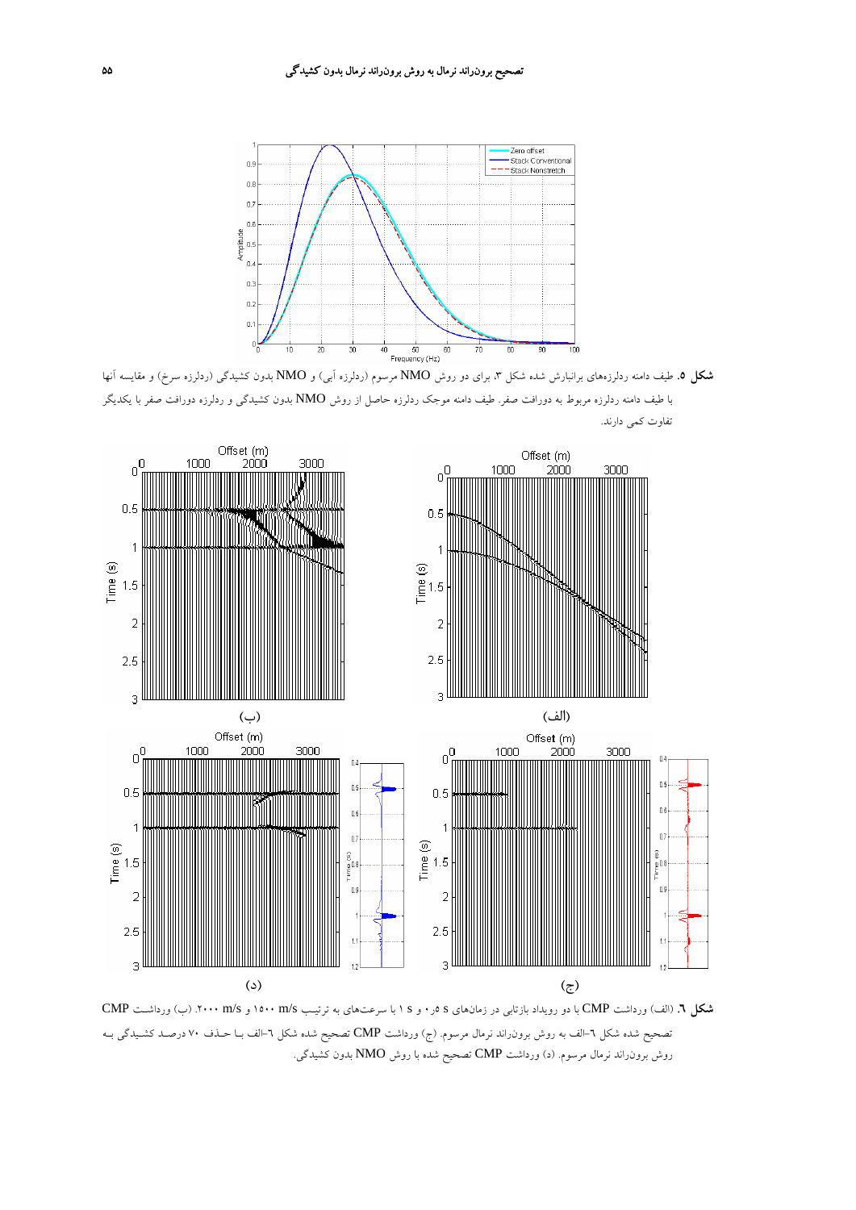**شکل ۵.** طیف دامنه ردلرزه‌های برانبارش شده شکل ۳، برای دو روش NMO مرسوم (ردلرزه آبی) و NMO بدون کشیدگی (ردلرزه سرخ) و مقایسه آنها با طیف دامنه ردلرزه مربوط به دورافت صفر. طیف دامنه موجک ردلرزه حاصل از روش NMO بدون کشیدگی و ردلرزه دورافت صفر با یکدیگر تفاوت کمی دارند.

**شکل ٦.** (الف) برداشت CMP با دو رویداد بازتابی در زمان‌های ۰٫۵ s و ۱ s با سرعت‌های به ترتیب ۱۵۰۰ m/s و ۲۰۰۰ m/s. (ب) برداشت CMP تصحیح شده شکل ٦-الف به روش برون‌راند نرمال مرسوم. (ج) برداشت CMP تصحیح شده شکل ٦-الف با حذف ۷۰ درصد کشیدگی به روش برون‌راند نرمال مرسوم. (د) برداشت CMP تصحیح شده با روش NMO بدون کشیدگی.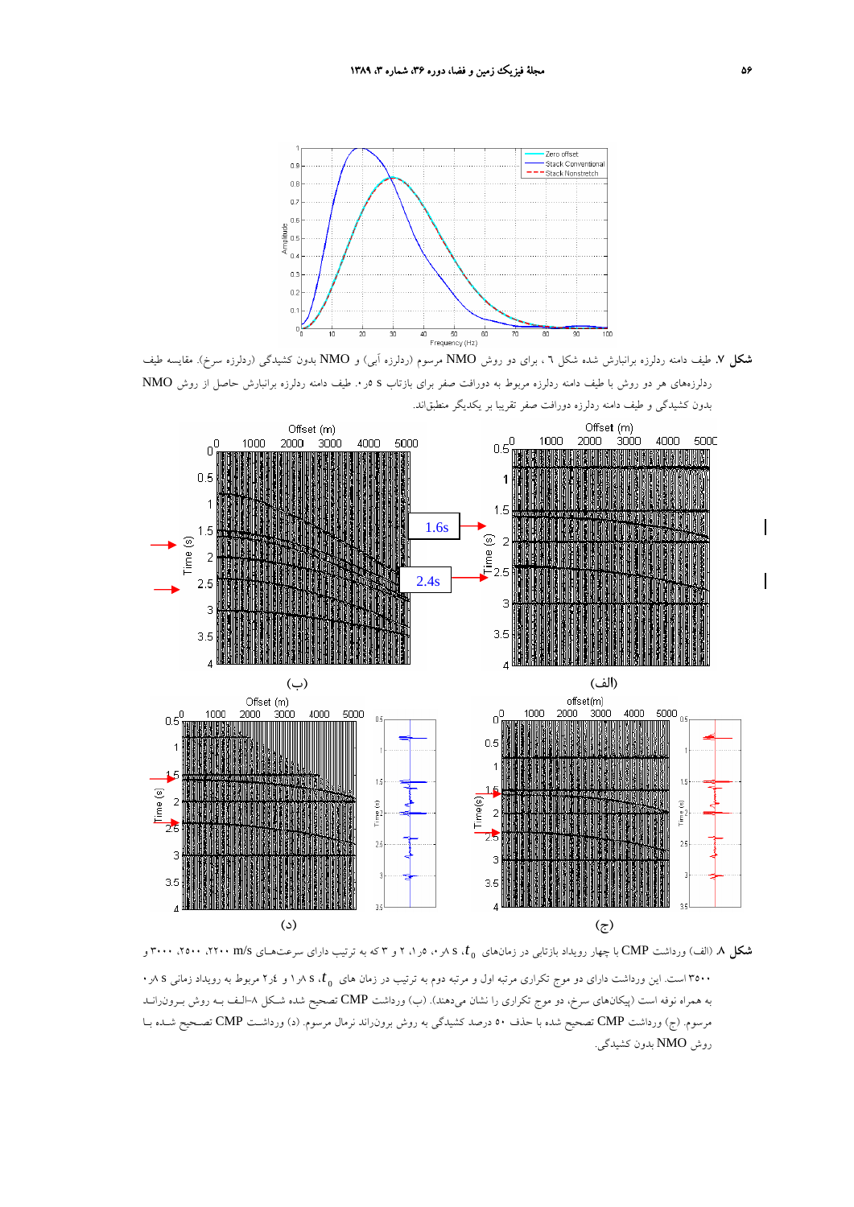**شکل ۷.** طیف دامنه ردلرزه برانبارش شده شکل ۶ ، برای دو روش NMO مرسوم (ردلرزه آبی) و NMO بدون کشیدگی (ردلرزه سرخ). مقایسه طیف ردلرزه‌های هر دو روش با طیف دامنه ردلرزه مربوط به دورافت صفر برای بازتاب s ۰٫۵. طیف دامنه ردلرزه برانبارش حاصل از روش NMO بدون کشیدگی و طیف دامنه ردلرزه دورافت صفر تقریبا بر یکدیگر منطبق‌اند.

**شکل ۸.** (الف) ورداشت CMP با چهار رویداد بازتابی در زمان‌های $t_0$، s ۰٫۸، ۱٫۵، ۲ و ۳ که به ترتیب دارای سرعت‌های m/s ۲۲۰۰، ۲۵۰۰، ۳۰۰۰ و ۳۵۰۰ است. این ورداشت دارای دو موج تکراری مرتبه اول و مرتبه دوم به ترتیب در زمان های $t_0$، s ۱٫۸ و ۲٫۴ مربوط به رویداد زمانی s ۰٫۸ به همراه نوفه است (پیکان‌های سرخ، دو موج تکراری را نشان می‌دهند). (ب) ورداشت CMP تصحیح شده شکل ۸–الف بـه روش بـرون‌رانـد مرسوم. (ج) ورداشت CMP تصحیح شده با حذف ۵۰ درصد کشیدگی به روش برون‌راند نرمال مرسوم. (د) ورداشت CMP تصحیح شـده بـا روش NMO بدون کشیدگی.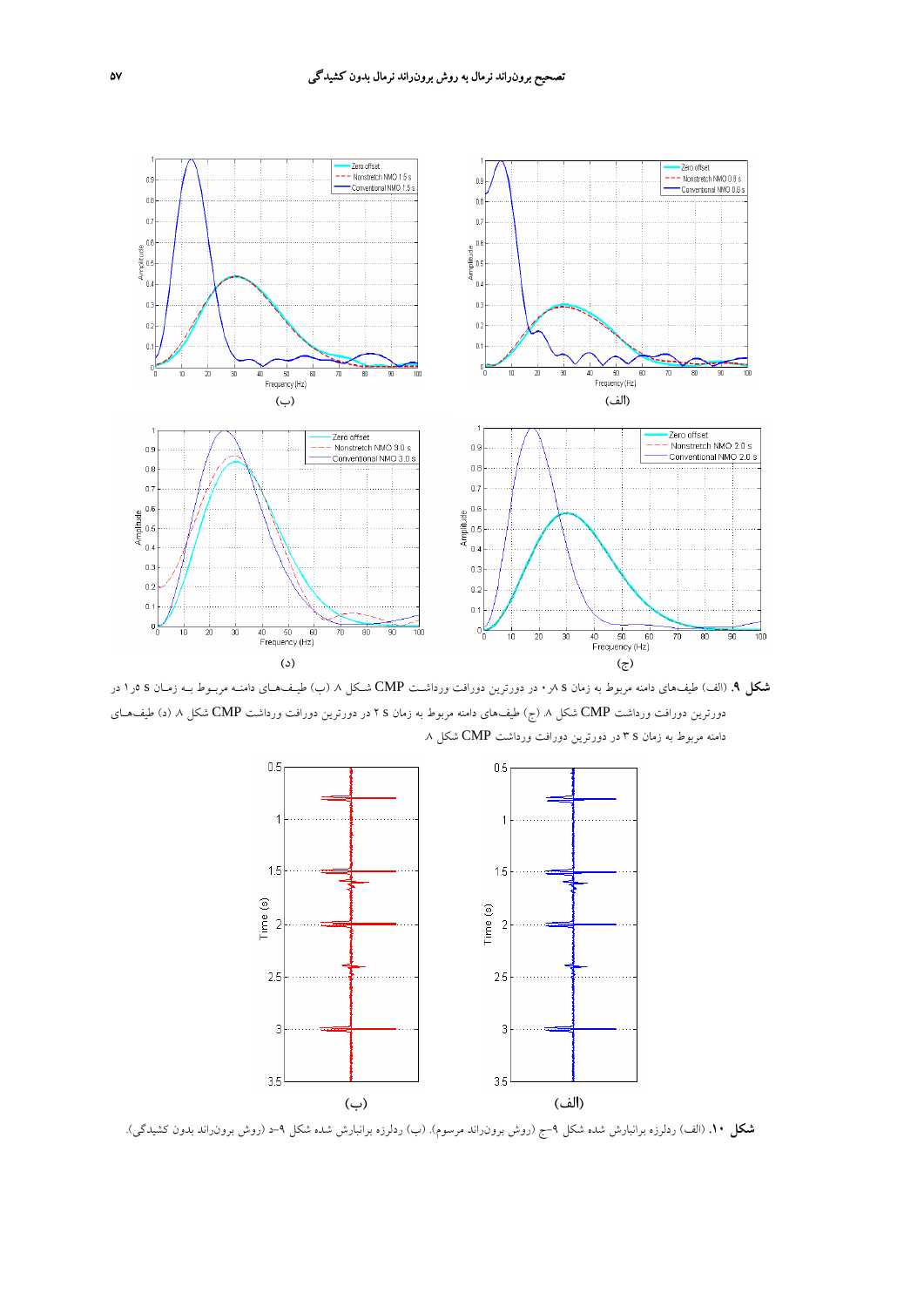**شکل ۹.** (الف) طیف‌های دامنه مربوط به زمان ۰٫۸ s در دورترین دورافت ورداشت CMP شکل ۸ (ب) طیف‌های دامنه مربوط به زمان ۱٫۵ s در دورترین دورافت ورداشت CMP شکل ۸ (ج) طیف‌های دامنه مربوط به زمان ۲ s در دورترین دورافت ورداشت CMP شکل ۸ (د) طیف‌های دامنه مربوط به زمان ۳ s در دورترین دورافت ورداشت CMP شکل ۸.

**شکل ۱۰.** (الف) ردلرزه برانبارش شده شکل ۹-ج (روش برون‌راند مرسوم). (ب) ردلرزه برانبارش شده شکل ۹-د (روش برون‌راند بدون کشیدگی).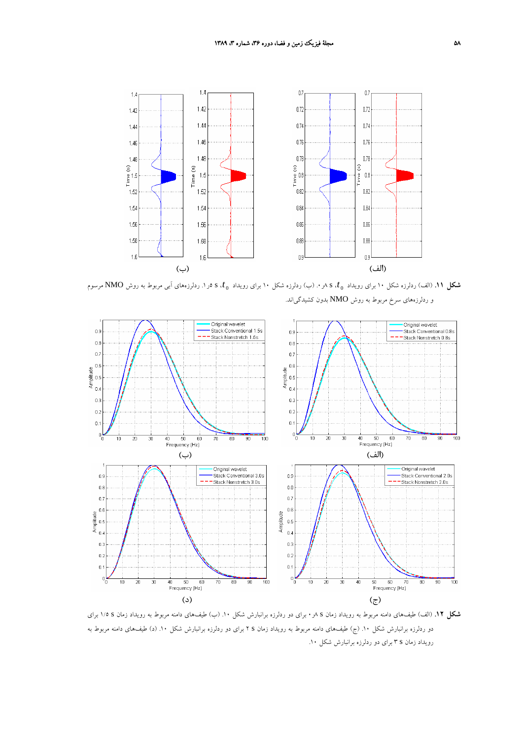(ب) (الف)

**شکل ۱۱.** (الف) ردلرزه شکل ۱۰ برای رویداد $t_0$، s ۰٫۸. (ب) ردلرزه شکل ۱۰ برای رویداد $t_0$، s ۱٫۵. ردلرزه‌های آبی مربوط به روش NMO مرسوم و ردلرزه‌های سرخ مربوط به روش NMO بدون کشیدگی‌اند.

(ب) (الف)

(د) (ج)

**شکل ۱۲.** (الف) طیف‌های دامنه مربوط به رویداد زمان s ۰٫۸ برای دو ردلرزه برانبارش شکل ۱۰. (ب) طیف‌های دامنه مربوط به رویداد زمان s ۱٫۵ برای دو ردلرزه برانبارش شکل ۱۰. (ج) طیف‌های دامنه مربوط به رویداد زمان s ۲ برای دو ردلرزه برانبارش شکل ۱۰. (د) طیف‌های دامنه مربوط به رویداد زمان s ۳ برای دو ردلرزه برانبارش شکل ۱۰.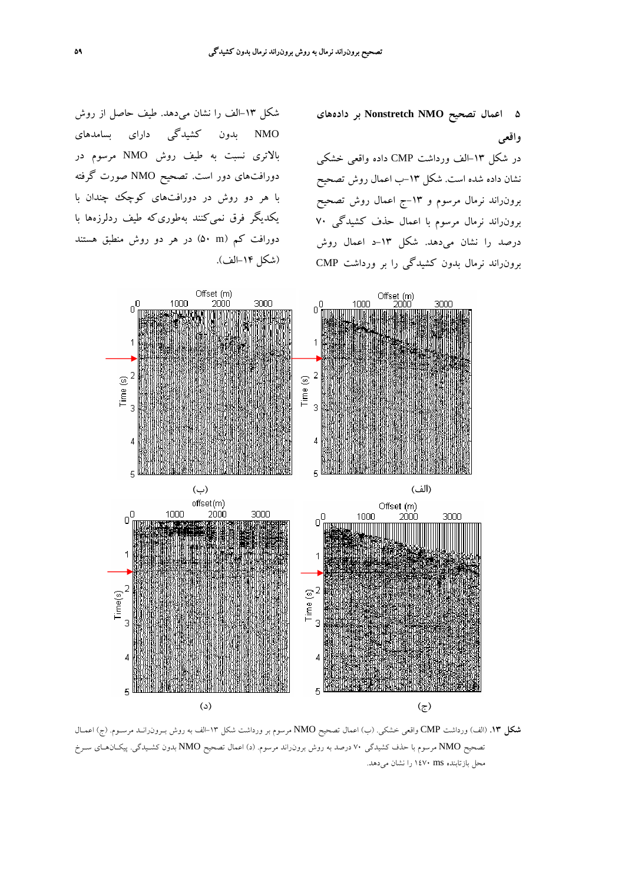## ۵ اعمال تصحیح Nonstretch NMO بر داده‌های واقعی

در شکل ۱۳–الف برداشت CMP داده واقعی خشکی نشان داده شده است. شکل ۱۳–ب اعمال روش تصحیح برون‌راند نرمال مرسوم و ۱۳–ج اعمال روش تصحیح برون‌راند نرمال مرسوم با اعمال حذف کشیدگی ۷۰ درصد را نشان می‌دهد. شکل ۱۳–د اعمال روش برون‌راند نرمال بدون کشیدگی را بر برداشت CMP شکل ۱۳–الف را نشان می‌دهد. طیف حاصل از روش NMO بدون کشیدگی دارای بسامدهای بالاتری نسبت به طیف روش NMO مرسوم در دورافت‌های دور است. تصحیح NMO صورت گرفته با هر دو روش در دورافت‌های کوچک چندان با یکدیگر فرق نمی‌کنند به‌طوری‌که طیف ردلرزه‌ها با دورافت کم (۵۰ m) در هر دو روش منطبق هستند (شکل ۱۴–الف).

**شکل ۱۳.** (الف) برداشت CMP واقعی خشکی. (ب) اعمال تصحیح NMO مرسوم بر برداشت شکل ۱۳–الف به روش برون‌راند مرسوم. (ج) اعمال تصحیح NMO مرسوم با حذف کشیدگی ۷۰ درصد به روش برون‌راند مرسوم. (د) اعمال تصحیح NMO بدون کشیدگی. پیکان‌های سرخ محل بازتابنده ۱۴۷۰ ms را نشان می‌دهد.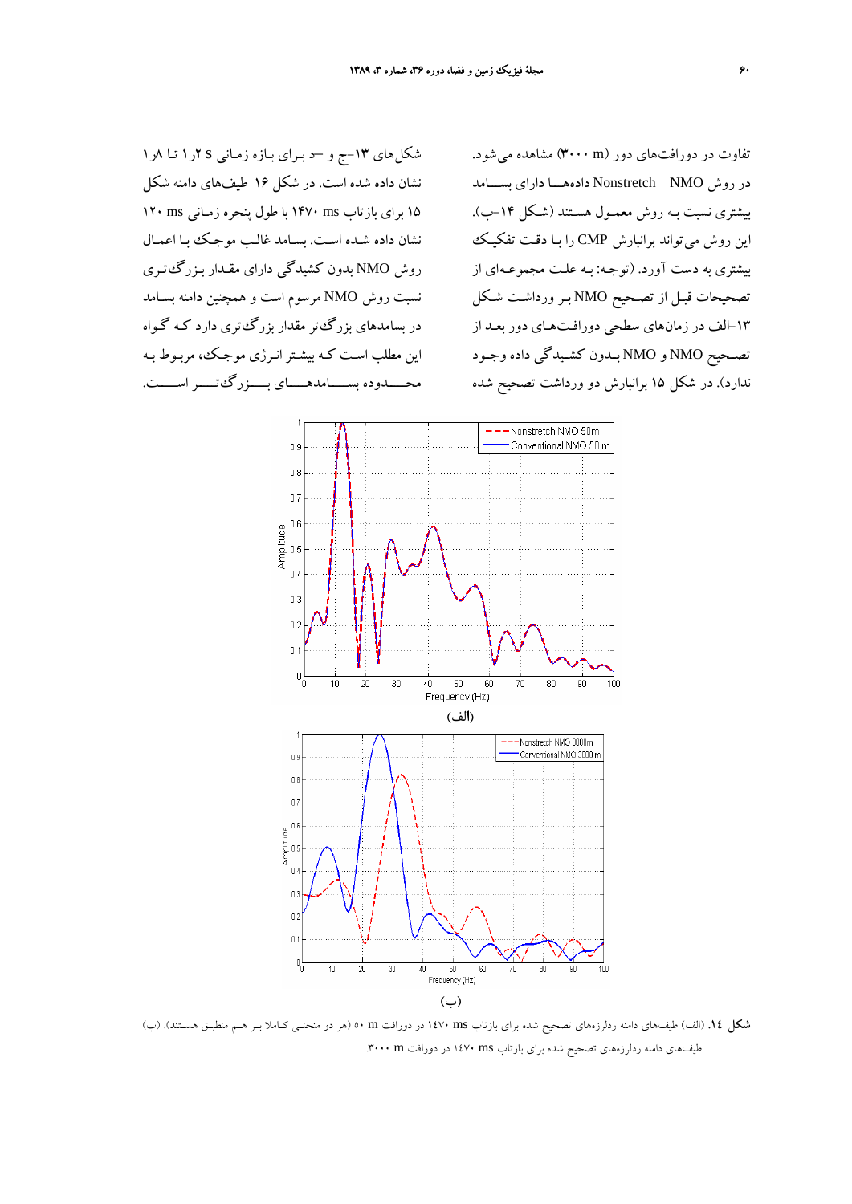تفاوت در دورافت‌های دور (۳۰۰۰ m) مشاهده می‌شود. در روش Nonstretch NMO داده‌ها دارای بسامد بیشتری نسبت به روش معمول هستند (شکل ۱۴–ب). این روش می‌تواند برانبارش CMP را با دقت تفکیک بیشتری به دست آورد. (توجه: به علت مجموعه‌ای از تصحیحات قبل از تصحیح NMO بر برداشت شکل ۱۳–الف در زمان‌های سطحی دورافت‌های دور بعد از تصحیح NMO و NMO بدون کشیدگی داده وجود ندارد). در شکل ۱۵ برانبارش دو برداشت تصحیح شده شکل‌های ۱۳–ج و –د برای بازه زمانی ۱٫۲ s تا ۱٫۸ نشان داده شده است. در شکل ۱۶ طیف‌های دامنه شکل ۱۵ برای بازتاب ۱۴۷۰ ms با طول پنجره زمانی ۱۲۰ ms نشان داده شده است. بسامد غالب موجک با اعمال روش NMO بدون کشیدگی دارای مقدار بزرگ‌تری نسبت روش NMO مرسوم است و همچنین دامنه بسامد در بسامدهای بزرگ‌تر مقدار بزرگ‌تری دارد که گواه این مطلب است که بیشتر انرژی موجک، مربوط به محدوده بسامدهای بزرگ‌تر است.

(الف)

(ب)

**شکل ۱۴.** (الف) طیف‌های دامنه ردلرزه‌های تصحیح شده برای بازتاب ۱۴۷۰ ms در دورافت ۵۰ m (هر دو منحنی کاملا بر هم منطبق هستند). (ب) طیف‌های دامنه ردلرزه‌های تصحیح شده برای بازتاب ۱۴۷۰ ms در دورافت ۳۰۰۰ m.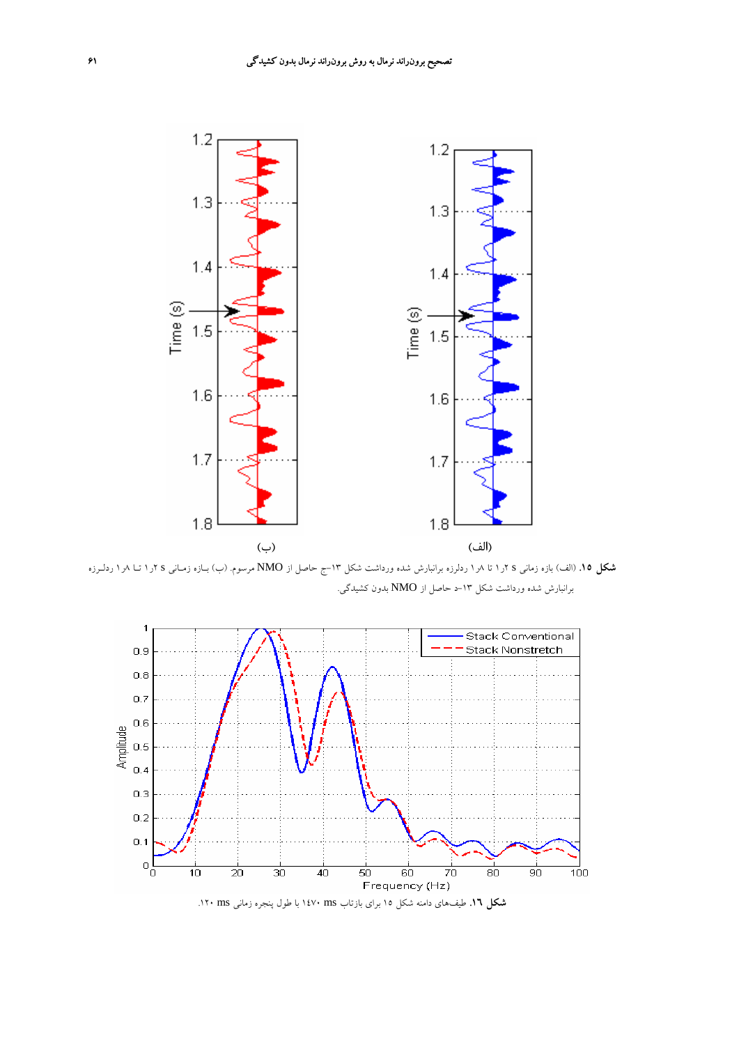**شکل ۱۵.** (الف) بازه زمانی s ۱٫۲ تا ۱٫۸ ردلرزه برانبارش شده ورداشت شکل ۱۳–ج حاصل از NMO مرسوم. (ب) بـازه زمـانی s ۱٫۲ تـا ۱٫۸ ردلـرزه برانبارش شده ورداشت شکل ۱۳–د حاصل از NMO بدون کشیدگی.

**شکل ۱٦.** طیف‌های دامنه شکل ۱۵ برای بازتاب ms ۱٤۷۰ با طول پنجره زمانی ms ۱۲۰.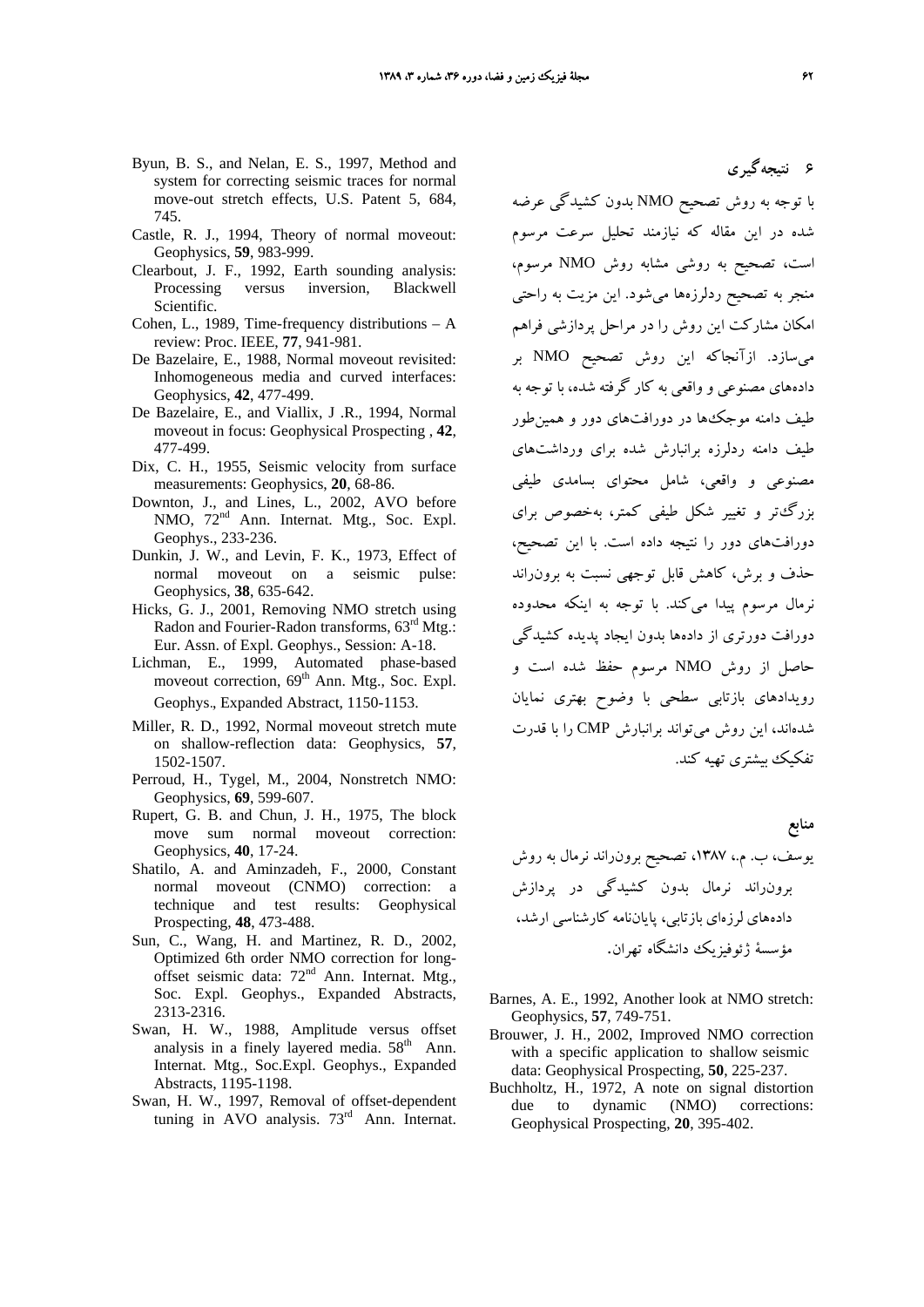## ۶ نتیجه‌گیری

با توجه به روش تصحیح NMO بدون کشیدگی عرضه شده در این مقاله که نیازمند تحلیل سرعت مرسوم است، تصحیح به روشی مشابه روش NMO مرسوم، منجر به تصحیح ردلرزه‌ها می‌شود. این مزیت به راحتی امکان مشارکت این روش را در مراحل پردازشی فراهم می‌سازد. ازآنجاکه این روش تصحیح NMO بر داده‌های مصنوعی و واقعی به کار گرفته شده، با توجه به طیف دامنه موجک‌ها در دورافت‌های دور و همین‌طور طیف دامنه ردلرزه برانبارش شده برای برداشت‌های مصنوعی و واقعی، شامل محتوای بسامدی طیفی بزرگ‌تر و تغییر شکل طیفی کمتر، به‌خصوص برای دورافت‌های دور را نتیجه داده است. با این تصحیح، حذف و برش، کاهش قابل توجهی نسبت به برون‌راند نرمال مرسوم پیدا می‌کند. با توجه به اینکه محدوده دورافت دورتری از داده‌ها بدون ایجاد پدیده کشیدگی حاصل از روش NMO مرسوم حفظ شده است و رویدادهای بازتابی سطحی با وضوح بهتری نمایان شده‌اند، این روش می‌تواند برانبارش CMP را با قدرت تفکیک بیشتری تهیه کند.

## منابع

یوسف، ب. م.، ۱۳۸۷، تصحیح برون‌راند نرمال به روش برون‌راند نرمال بدون کشیدگی در پردازش داده‌های لرزه‌ای بازتابی، پایان‌نامه کارشناسی ارشد، مؤسسهٔ ژئوفیزیک دانشگاه تهران.

- Barnes, A. E., 1992, Another look at NMO stretch: Geophysics, **57**, 749-751.
- Brouwer, J. H., 2002, Improved NMO correction with a specific application to shallow seismic data: Geophysical Prospecting, **50**, 225-237.
- Buchholtz, H., 1972, A note on signal distortion due to dynamic (NMO) corrections: Geophysical Prospecting, **20**, 395-402.
- Byun, B. S., and Nelan, E. S., 1997, Method and system for correcting seismic traces for normal move-out stretch effects, U.S. Patent 5, 684, 745.
- Castle, R. J., 1994, Theory of normal moveout: Geophysics, **59**, 983-999.
- Clearbout, J. F., 1992, Earth sounding analysis: Processing versus inversion, Blackwell Scientific.
- Cohen, L., 1989, Time-frequency distributions – A review: Proc. IEEE, **77**, 941-981.
- De Bazelaire, E., 1988, Normal moveout revisited: Inhomogeneous media and curved interfaces: Geophysics, **42**, 477-499.
- De Bazelaire, E., and Viallix, J .R., 1994, Normal moveout in focus: Geophysical Prospecting , **42**, 477-499.
- Dix, C. H., 1955, Seismic velocity from surface measurements: Geophysics, **20**, 68-86.
- Downton, J., and Lines, L., 2002, AVO before NMO, 72nd Ann. Internat. Mtg., Soc. Expl. Geophys., 233-236.
- Dunkin, J. W., and Levin, F. K., 1973, Effect of normal moveout on a seismic pulse: Geophysics, **38**, 635-642.
- Hicks, G. J., 2001, Removing NMO stretch using Radon and Fourier-Radon transforms, 63rd Mtg.: Eur. Assn. of Expl. Geophys., Session: A-18.
- Lichman, E., 1999, Automated phase-based moveout correction, 69th Ann. Mtg., Soc. Expl. Geophys., Expanded Abstract, 1150-1153.
- Miller, R. D., 1992, Normal moveout stretch mute on shallow-reflection data: Geophysics, **57**, 1502-1507.
- Perroud, H., Tygel, M., 2004, Nonstretch NMO: Geophysics, **69**, 599-607.
- Rupert, G. B. and Chun, J. H., 1975, The block move sum normal moveout correction: Geophysics, **40**, 17-24.
- Shatilo, A. and Aminzadeh, F., 2000, Constant normal moveout (CNMO) correction: a technique and test results: Geophysical Prospecting, **48**, 473-488.
- Sun, C., Wang, H. and Martinez, R. D., 2002, Optimized 6th order NMO correction for long-offset seismic data: 72nd Ann. Internat. Mtg., Soc. Expl. Geophys., Expanded Abstracts, 2313-2316.
- Swan, H. W., 1988, Amplitude versus offset analysis in a finely layered media. 58th Ann. Internat. Mtg., Soc.Expl. Geophys., Expanded Abstracts, 1195-1198.
- Swan, H. W., 1997, Removal of offset-dependent tuning in AVO analysis. 73rd Ann. Internat.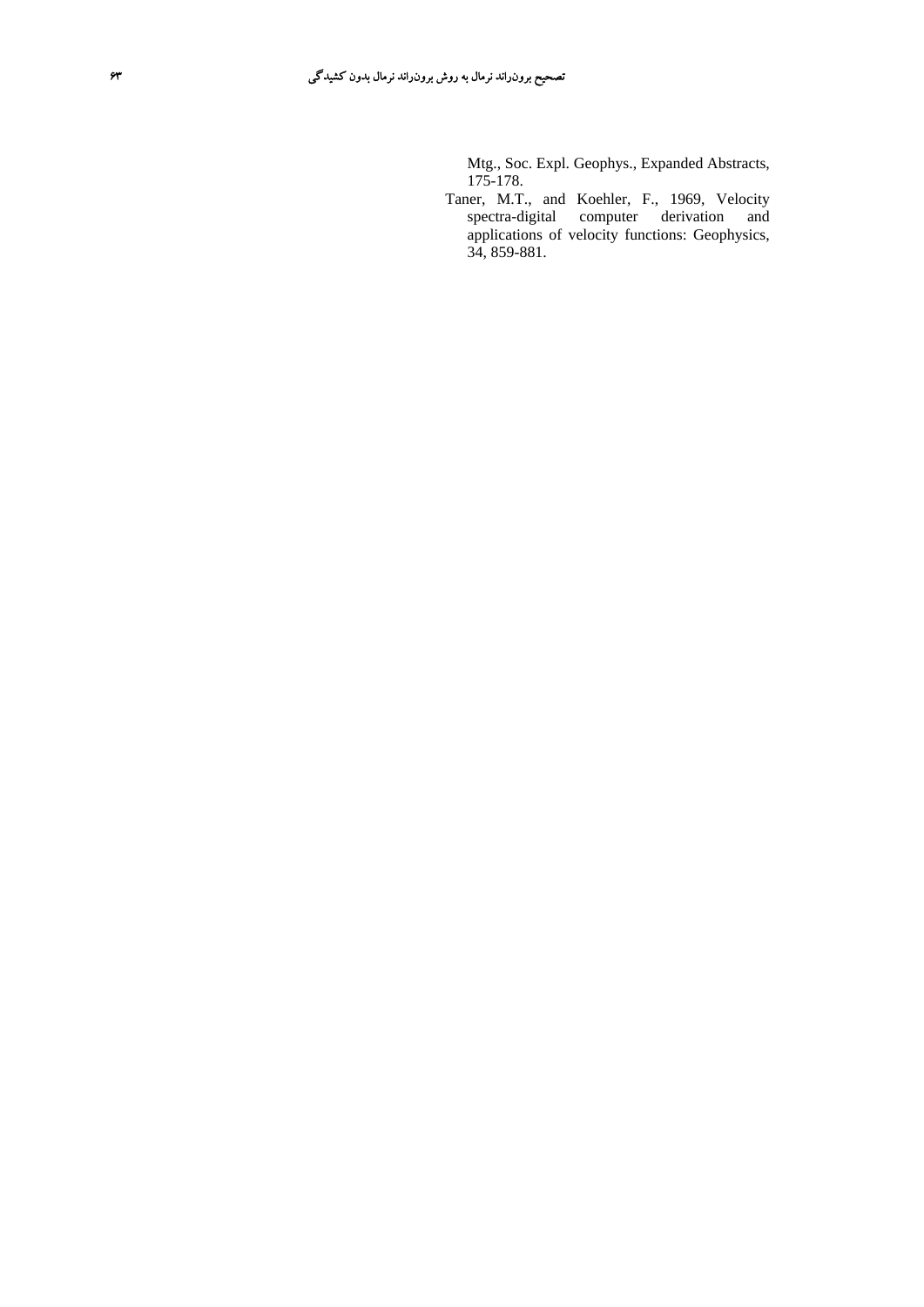Mtg., Soc. Expl. Geophys., Expanded Abstracts, 175-178.

Taner, M.T., and Koehler, F., 1969, Velocity spectra-digital computer derivation and applications of velocity functions: Geophysics, 34, 859-881.